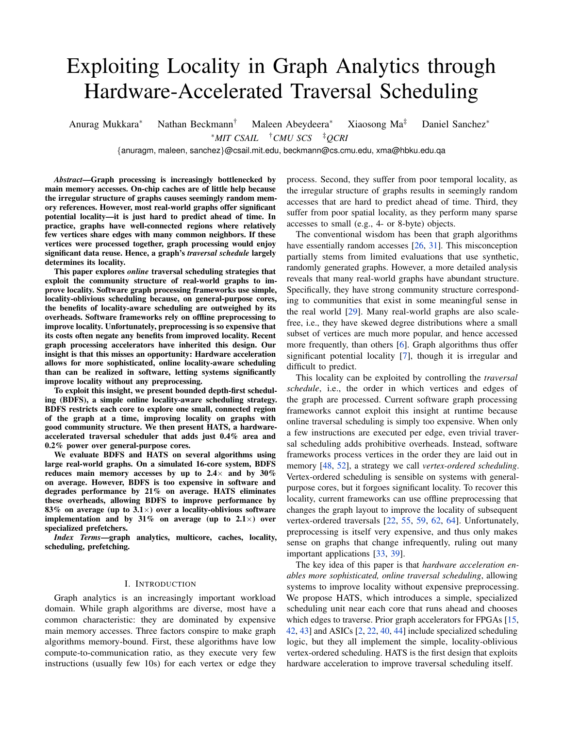# Exploiting Locality in Graph Analytics through Hardware-Accelerated Traversal Scheduling

Anurag Mukkara* Nathan Beckmann† Maleen Abeydeera* Xiaosong Ma‡ Daniel Sanchez*

*MIT CSAIL †CMU SCS ‡QCRI

{anuragm, maleen, sanchez}@csail.mit.edu, beckmann@cs.cmu.edu, xma@hbku.edu.qa

***Abstract*—Graph processing is increasingly bottlenecked by main memory accesses. On-chip caches are of little help because the irregular structure of graphs causes seemingly random memory references. However, most real-world graphs offer significant potential locality—it is just hard to predict ahead of time. In practice, graphs have well-connected regions where relatively few vertices share edges with many common neighbors. If these vertices were processed together, graph processing would enjoy significant data reuse. Hence, a graph's *traversal schedule* largely determines its locality.**

**This paper explores *online* traversal scheduling strategies that exploit the community structure of real-world graphs to improve locality. Software graph processing frameworks use simple, locality-oblivious scheduling because, on general-purpose cores, the benefits of locality-aware scheduling are outweighed by its overheads. Software frameworks rely on offline preprocessing to improve locality. Unfortunately, preprocessing is so expensive that its costs often negate any benefits from improved locality. Recent graph processing accelerators have inherited this design. Our insight is that this misses an opportunity: Hardware acceleration allows for more sophisticated, online locality-aware scheduling than can be realized in software, letting systems significantly improve locality without any preprocessing.**

**To exploit this insight, we present bounded depth-first scheduling (BDFS), a simple online locality-aware scheduling strategy. BDFS restricts each core to explore one small, connected region of the graph at a time, improving locality on graphs with good community structure. We then present HATS, a hardware-accelerated traversal scheduler that adds just 0.4% area and 0.2% power over general-purpose cores.**

**We evaluate BDFS and HATS on several algorithms using large real-world graphs. On a simulated 16-core system, BDFS reduces main memory accesses by up to 2.4× and by 30% on average. However, BDFS is too expensive in software and degrades performance by 21% on average. HATS eliminates these overheads, allowing BDFS to improve performance by 83% on average (up to 3.1×) over a locality-oblivious software implementation and by 31% on average (up to 2.1×) over specialized prefetchers.**

***Index Terms*—graph analytics, multicore, caches, locality, scheduling, prefetching.**

## I. Introduction

Graph analytics is an increasingly important workload domain. While graph algorithms are diverse, most have a common characteristic: they are dominated by expensive main memory accesses. Three factors conspire to make graph algorithms memory-bound. First, these algorithms have low compute-to-communication ratio, as they execute very few instructions (usually few 10s) for each vertex or edge they process. Second, they suffer from poor temporal locality, as the irregular structure of graphs results in seemingly random accesses that are hard to predict ahead of time. Third, they suffer from poor spatial locality, as they perform many sparse accesses to small (e.g., 4- or 8-byte) objects.

The conventional wisdom has been that graph algorithms have essentially random accesses [26, 31]. This misconception partially stems from limited evaluations that use synthetic, randomly generated graphs. However, a more detailed analysis reveals that many real-world graphs have abundant structure. Specifically, they have strong community structure corresponding to communities that exist in some meaningful sense in the real world [29]. Many real-world graphs are also scale-free, i.e., they have skewed degree distributions where a small subset of vertices are much more popular, and hence accessed more frequently, than others [6]. Graph algorithms thus offer significant potential locality [7], though it is irregular and difficult to predict.

This locality can be exploited by controlling the *traversal schedule*, i.e., the order in which vertices and edges of the graph are processed. Current software graph processing frameworks cannot exploit this insight at runtime because online traversal scheduling is simply too expensive. When only a few instructions are executed per edge, even trivial traversal scheduling adds prohibitive overheads. Instead, software frameworks process vertices in the order they are laid out in memory [48, 52], a strategy we call *vertex-ordered scheduling*. Vertex-ordered scheduling is sensible on systems with general-purpose cores, but it forgoes significant locality. To recover this locality, current frameworks can use offline preprocessing that changes the graph layout to improve the locality of subsequent vertex-ordered traversals [22, 55, 59, 62, 64]. Unfortunately, preprocessing is itself very expensive, and thus only makes sense on graphs that change infrequently, ruling out many important applications [33, 39].

The key idea of this paper is that *hardware acceleration enables more sophisticated, online traversal scheduling*, allowing systems to improve locality without expensive preprocessing. We propose HATS, which introduces a simple, specialized scheduling unit near each core that runs ahead and chooses which edges to traverse. Prior graph accelerators for FPGAs [15, 42, 43] and ASICs [2, 22, 40, 44] include specialized scheduling logic, but they all implement the simple, locality-oblivious vertex-ordered scheduling. HATS is the first design that exploits hardware acceleration to improve traversal scheduling itself.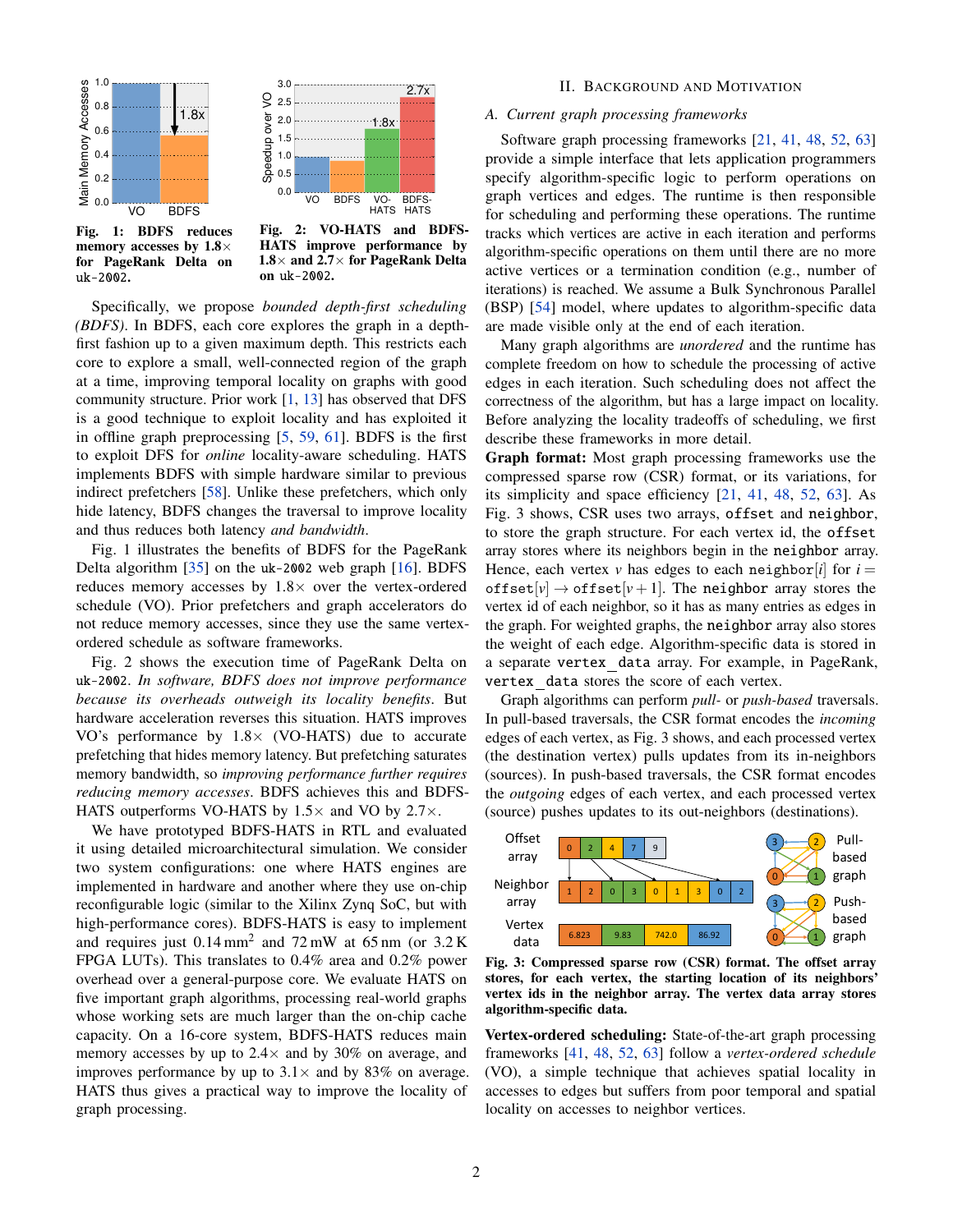Fig. 1: **BDFS reduces memory accesses by 1.8× for PageRank Delta on** `uk-2002`**.**

Fig. 2: **VO-HATS and BDFS-HATS improve performance by 1.8× and 2.7× for PageRank Delta on** `uk-2002`**.**

Specifically, we propose *bounded depth-first scheduling (BDFS)*. In BDFS, each core explores the graph in a depth-first fashion up to a given maximum depth. This restricts each core to explore a small, well-connected region of the graph at a time, improving temporal locality on graphs with good community structure. Prior work [1, 13] has observed that DFS is a good technique to exploit locality and has exploited it in offline graph preprocessing [5, 59, 61]. BDFS is the first to exploit DFS for *online* locality-aware scheduling. HATS implements BDFS with simple hardware similar to previous indirect prefetchers [58]. Unlike these prefetchers, which only hide latency, BDFS changes the traversal to improve locality and thus reduces both latency *and bandwidth*.

Fig. 1 illustrates the benefits of BDFS for the PageRank Delta algorithm [35] on the `uk-2002` web graph [16]. BDFS reduces memory accesses by 1.8× over the vertex-ordered schedule (VO). Prior prefetchers and graph accelerators do not reduce memory accesses, since they use the same vertex-ordered schedule as software frameworks.

Fig. 2 shows the execution time of PageRank Delta on `uk-2002`. *In software, BDFS does not improve performance because its overheads outweigh its locality benefits.* But hardware acceleration reverses this situation. HATS improves VO's performance by 1.8× (VO-HATS) due to accurate prefetching that hides memory latency. But prefetching saturates memory bandwidth, so *improving performance further requires reducing memory accesses*. BDFS achieves this and BDFS-HATS outperforms VO-HATS by 1.5× and VO by 2.7×.

We have prototyped BDFS-HATS in RTL and evaluated it using detailed microarchitectural simulation. We consider two system configurations: one where HATS engines are implemented in hardware and another where they use on-chip reconfigurable logic (similar to the Xilinx Zynq SoC, but with higher-performance cores). BDFS-HATS is easy to implement and requires just 0.14 $mm^2$ and 72 mW at 65 nm (or 3.2 K FPGA LUTs). This translates to 0.4% area and 0.2% power overhead over a general-purpose core. We evaluate HATS on five important graph algorithms, processing real-world graphs whose working sets are much larger than the on-chip cache capacity. On a 16-core system, BDFS-HATS reduces main memory accesses by up to 2.4× and by 30% on average, and improves performance by up to 3.1× and by 83% on average. HATS thus gives a practical way to improve the locality of graph processing.

## II. Background and Motivation

### A. Current graph processing frameworks

Software graph processing frameworks [21, 41, 48, 52, 63] provide a simple interface that lets application programmers specify algorithm-specific logic to perform operations on graph vertices and edges. The runtime is then responsible for scheduling and performing these operations. The runtime tracks which vertices are active in each iteration and performs algorithm-specific operations on them until there are no more active vertices or a termination condition (e.g., number of iterations) is reached. We assume a Bulk Synchronous Parallel (BSP) [54] model, where updates to algorithm-specific data are made visible only at the end of each iteration.

Many graph algorithms are *unordered* and the runtime has complete freedom on how to schedule the processing of active edges in each iteration. Such scheduling does not affect the correctness of the algorithm, but has a large impact on locality. Before analyzing the locality tradeoffs of scheduling, we first describe these frameworks in more detail.

**Graph format:** Most graph processing frameworks use the compressed sparse row (CSR) format, or its variations, for its simplicity and space efficiency [21, 41, 48, 52, 63]. As Fig. 3 shows, CSR uses two arrays, `offset` and `neighbor`, to store the graph structure. For each vertex id, the `offset` array stores where its neighbors begin in the `neighbor` array. Hence, each vertex $v$ has edges to each $\texttt{neighbor}[i]$ for $i = \texttt{offset}[v] \rightarrow \texttt{offset}[v+1]$. The `neighbor` array stores the vertex id of each neighbor, so it has as many entries as edges in the graph. For weighted graphs, the `neighbor` array also stores the weight of each edge. Algorithm-specific data is stored in a separate `vertex_data` array. For example, in PageRank, `vertex_data` stores the score of each vertex.

Graph algorithms can perform *pull-* or *push-based* traversals. In pull-based traversals, the CSR format encodes the *incoming* edges of each vertex, as Fig. 3 shows, and each processed vertex (the destination vertex) pulls updates from its in-neighbors (sources). In push-based traversals, the CSR format encodes the *outgoing* edges of each vertex, and each processed vertex (source) pushes updates to its out-neighbors (destinations).

**Fig. 3: Compressed sparse row (CSR) format. The offset array stores, for each vertex, the starting location of its neighbors' vertex ids in the neighbor array. The vertex data array stores algorithm-specific data.**

**Vertex-ordered scheduling:** State-of-the-art graph processing frameworks [41, 48, 52, 63] follow a *vertex-ordered schedule* (VO), a simple technique that achieves spatial locality in accesses to edges but suffers from poor temporal and spatial locality on accesses to neighbor vertices.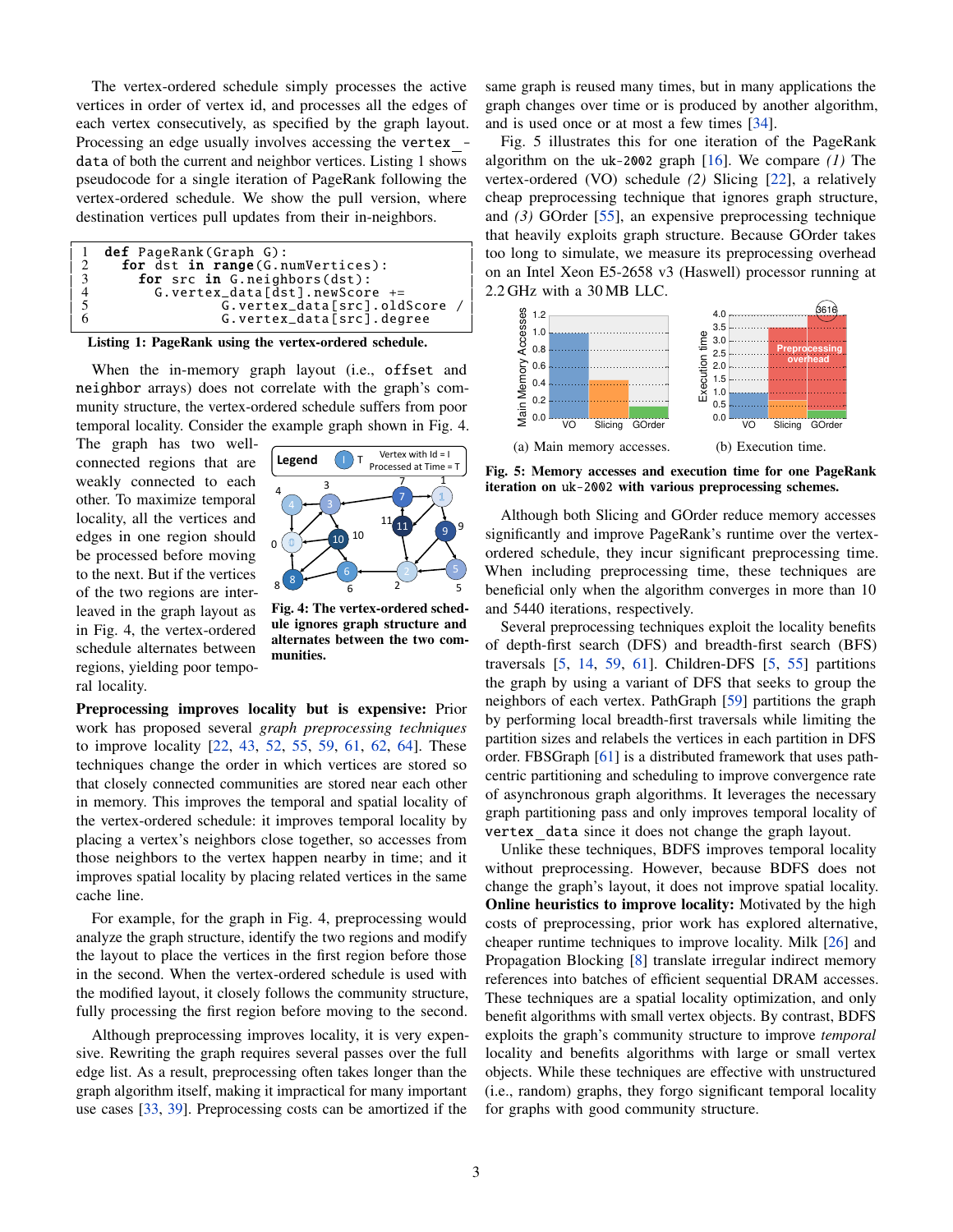The vertex-ordered schedule simply processes the active vertices in order of vertex id, and processes all the edges of each vertex consecutively, as specified by the graph layout. Processing an edge usually involves accessing the `vertex_data` of both the current and neighbor vertices. Listing 1 shows pseudocode for a single iteration of PageRank following the vertex-ordered schedule. We show the pull version, where destination vertices pull updates from their in-neighbors.

```
1  def PageRank(Graph G):
2    for dst in range(G.numVertices):
3      for src in G.neighbors(dst):
4        G.vertex_data[dst].newScore +=
5                G.vertex_data[src].oldScore /
6                G.vertex_data[src].degree
```

**Listing 1: PageRank using the vertex-ordered schedule.**

When the in-memory graph layout (i.e., `offset` and `neighbor` arrays) does not correlate with the graph's community structure, the vertex-ordered schedule suffers from poor temporal locality. Consider the example graph shown in Fig. 4. The graph has two well-connected regions that are weakly connected to each other. To maximize temporal locality, all the vertices and edges in one region should be processed before moving to the next. But if the vertices of the two regions are interleaved in the graph layout as in Fig. 4, the vertex-ordered schedule alternates between regions, yielding poor temporal locality.

**Fig. 4: The vertex-ordered schedule ignores graph structure and alternates between the two communities.**

**Preprocessing improves locality but is expensive:** Prior work has proposed several *graph preprocessing techniques* to improve locality [22, 43, 52, 55, 59, 61, 62, 64]. These techniques change the order in which vertices are stored so that closely connected communities are stored near each other in memory. This improves the temporal and spatial locality of the vertex-ordered schedule: it improves temporal locality by placing a vertex's neighbors close together, so accesses from those neighbors to the vertex happen nearby in time; and it improves spatial locality by placing related vertices in the same cache line.

For example, for the graph in Fig. 4, preprocessing would analyze the graph structure, identify the two regions and modify the layout to place the vertices in the first region before those in the second. When the vertex-ordered schedule is used with the modified layout, it closely follows the community structure, fully processing the first region before moving to the second.

Although preprocessing improves locality, it is very expensive. Rewriting the graph requires several passes over the full edge list. As a result, preprocessing often takes longer than the graph algorithm itself, making it impractical for many important use cases [33, 39]. Preprocessing costs can be amortized if the same graph is reused many times, but in many applications the graph changes over time or is produced by another algorithm, and is used once or at most a few times [34].

Fig. 5 illustrates this for one iteration of the PageRank algorithm on the `uk-2002` graph [16]. We compare *(1)* The vertex-ordered (VO) schedule *(2)* Slicing [22], a relatively cheap preprocessing technique that ignores graph structure, and *(3)* GOrder [55], an expensive preprocessing technique that heavily exploits graph structure. Because GOrder takes too long to simulate, we measure its preprocessing overhead on an Intel Xeon E5-2658 v3 (Haswell) processor running at 2.2 GHz with a 30 MB LLC.

(a) Main memory accesses. (b) Execution time.

**Fig. 5: Memory accesses and execution time for one PageRank iteration on `uk-2002` with various preprocessing schemes.**

Although both Slicing and GOrder reduce memory accesses significantly and improve PageRank's runtime over the vertex-ordered schedule, they incur significant preprocessing time. When including preprocessing time, these techniques are beneficial only when the algorithm converges in more than 10 and 5440 iterations, respectively.

Several preprocessing techniques exploit the locality benefits of depth-first search (DFS) and breadth-first search (BFS) traversals [5, 14, 59, 61]. Children-DFS [5, 55] partitions the graph by using a variant of DFS that seeks to group the neighbors of each vertex. PathGraph [59] partitions the graph by performing local breadth-first traversals while limiting the partition sizes and relabels the vertices in each partition in DFS order. FBSGraph [61] is a distributed framework that uses path-centric partitioning and scheduling to improve convergence rate of asynchronous graph algorithms. It leverages the necessary graph partitioning pass and only improves temporal locality of `vertex_data` since it does not change the graph layout.

Unlike these techniques, BDFS improves temporal locality without preprocessing. However, because BDFS does not change the graph's layout, it does not improve spatial locality.

**Online heuristics to improve locality:** Motivated by the high costs of preprocessing, prior work has explored alternative, cheaper runtime techniques to improve locality. Milk [26] and Propagation Blocking [8] translate irregular indirect memory references into batches of efficient sequential DRAM accesses. These techniques are a spatial locality optimization, and only benefit algorithms with small vertex objects. By contrast, BDFS exploits the graph's community structure to improve *temporal* locality and benefits algorithms with large or small vertex objects. While these techniques are effective with unstructured (i.e., random) graphs, they forgo significant temporal locality for graphs with good community structure.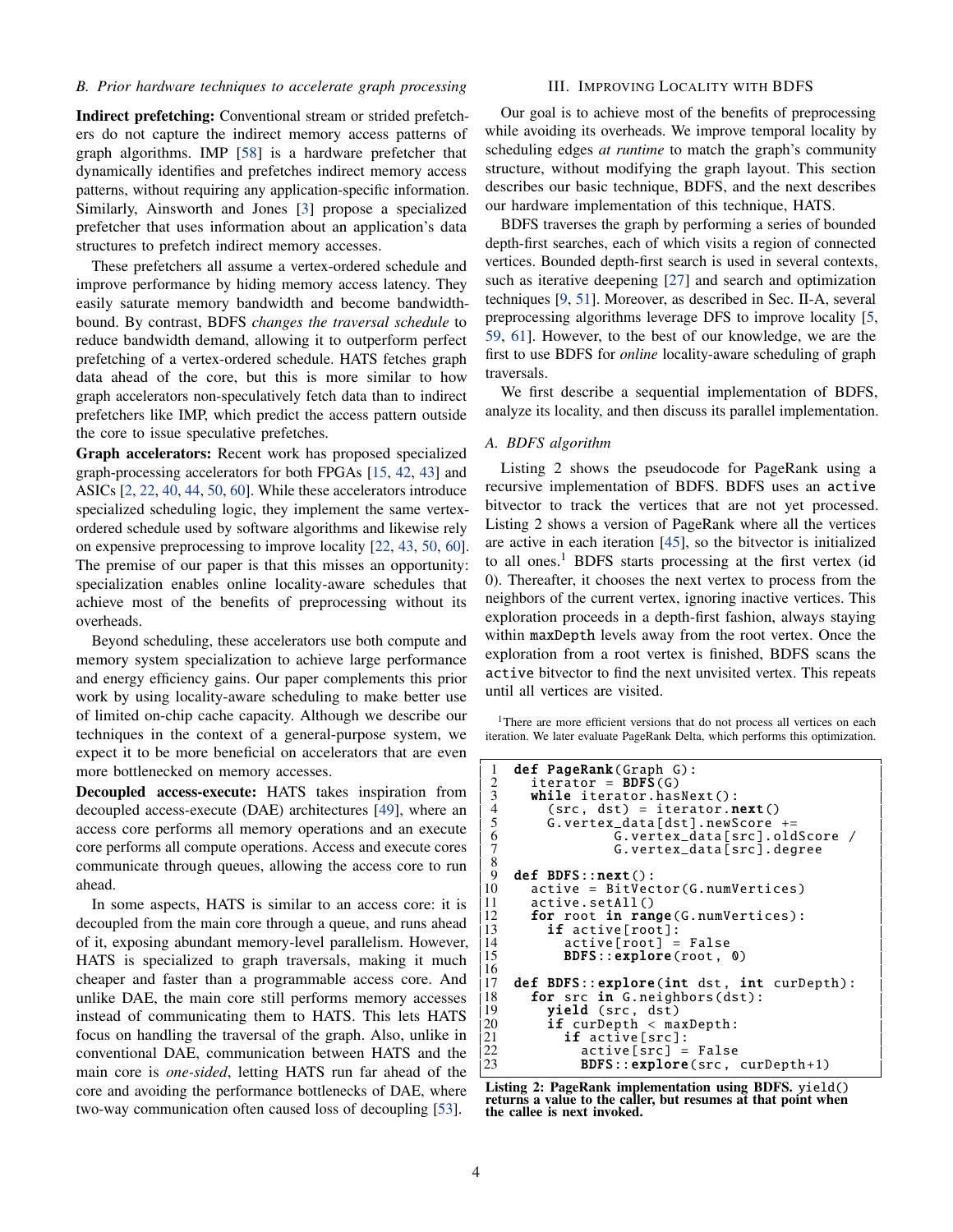### B. Prior hardware techniques to accelerate graph processing

**Indirect prefetching:** Conventional stream or strided prefetchers do not capture the indirect memory access patterns of graph algorithms. IMP [58] is a hardware prefetcher that dynamically identifies and prefetches indirect memory access patterns, without requiring any application-specific information. Similarly, Ainsworth and Jones [3] propose a specialized prefetcher that uses information about an application's data structures to prefetch indirect memory accesses.

These prefetchers all assume a vertex-ordered schedule and improve performance by hiding memory access latency. They easily saturate memory bandwidth and become bandwidth-bound. By contrast, BDFS *changes the traversal schedule* to reduce bandwidth demand, allowing it to outperform perfect prefetching of a vertex-ordered schedule. HATS fetches graph data ahead of the core, but this is more similar to how graph accelerators non-speculatively fetch data than to indirect prefetchers like IMP, which predict the access pattern outside the core to issue speculative prefetches.

**Graph accelerators:** Recent work has proposed specialized graph-processing accelerators for both FPGAs [15, 42, 43] and ASICs [2, 22, 40, 44, 50, 60]. While these accelerators introduce specialized scheduling logic, they implement the same vertex-ordered schedule used by software algorithms and likewise rely on expensive preprocessing to improve locality [22, 43, 50, 60]. The premise of our paper is that this misses an opportunity: specialization enables online locality-aware schedules that achieve most of the benefits of preprocessing without its overheads.

Beyond scheduling, these accelerators use both compute and memory system specialization to achieve large performance and energy efficiency gains. Our paper complements this prior work by using locality-aware scheduling to make better use of limited on-chip cache capacity. Although we describe our techniques in the context of a general-purpose system, we expect it to be more beneficial on accelerators that are even more bottlenecked on memory accesses.

**Decoupled access-execute:** HATS takes inspiration from decoupled access-execute (DAE) architectures [49], where an access core performs all memory operations and an execute core performs all compute operations. Access and execute cores communicate through queues, allowing the access core to run ahead.

In some aspects, HATS is similar to an access core: it is decoupled from the main core through a queue, and runs ahead of it, exposing abundant memory-level parallelism. However, HATS is specialized to graph traversals, making it much cheaper and faster than a programmable access core. And unlike DAE, the main core still performs memory accesses instead of communicating them to HATS. This lets HATS focus on handling the traversal of the graph. Also, unlike in conventional DAE, communication between HATS and the main core is *one-sided*, letting HATS run far ahead of the core and avoiding the performance bottlenecks of DAE, where two-way communication often caused loss of decoupling [53].

## III. Improving Locality with BDFS

Our goal is to achieve most of the benefits of preprocessing while avoiding its overheads. We improve temporal locality by scheduling edges *at runtime* to match the graph's community structure, without modifying the graph layout. This section describes our basic technique, BDFS, and the next describes our hardware implementation of this technique, HATS.

BDFS traverses the graph by performing a series of bounded depth-first searches, each of which visits a region of connected vertices. Bounded depth-first search is used in several contexts, such as iterative deepening [27] and search and optimization techniques [9, 51]. Moreover, as described in Sec. II-A, several preprocessing algorithms leverage DFS to improve locality [5, 59, 61]. However, to the best of our knowledge, we are the first to use BDFS for *online* locality-aware scheduling of graph traversals.

We first describe a sequential implementation of BDFS, analyze its locality, and then discuss its parallel implementation.

### A. BDFS algorithm

Listing 2 shows the pseudocode for PageRank using a recursive implementation of BDFS. BDFS uses an `active` bitvector to track the vertices that are not yet processed. Listing 2 shows a version of PageRank where all the vertices are active in each iteration [45], so the bitvector is initialized to all ones.[1] BDFS starts processing at the first vertex (id 0). Thereafter, it chooses the next vertex to process from the neighbors of the current vertex, ignoring inactive vertices. This exploration proceeds in a depth-first fashion, always staying within `maxDepth` levels away from the root vertex. Once the exploration from a root vertex is finished, BDFS scans the `active` bitvector to find the next unvisited vertex. This repeats until all vertices are visited.

[1]There are more efficient versions that do not process all vertices on each iteration. We later evaluate PageRank Delta, which performs this optimization.

```
1  def PageRank(Graph G):
2    iterator = BDFS(G)
3    while iterator.hasNext():
4      (src, dst) = iterator.next()
5      G.vertex_data[dst].newScore +=
6              G.vertex_data[src].oldScore /
7              G.vertex_data[src].degree
8
9  def BDFS::next():
10   active = BitVector(G.numVertices)
11   active.setAll()
12   for root in range(G.numVertices):
13     if active[root]:
14       active[root] = False
15       BDFS::explore(root, 0)
16
17 def BDFS::explore(int dst, int curDepth):
18   for src in G.neighbors(dst):
19     yield (src, dst)
20     if curDepth < maxDepth:
21       if active[src]:
22         active[src] = False
23         BDFS::explore(src, curDepth+1)
```

**Listing 2: PageRank implementation using BDFS.** `yield()` **returns a value to the caller, but resumes at that point when the callee is next invoked.**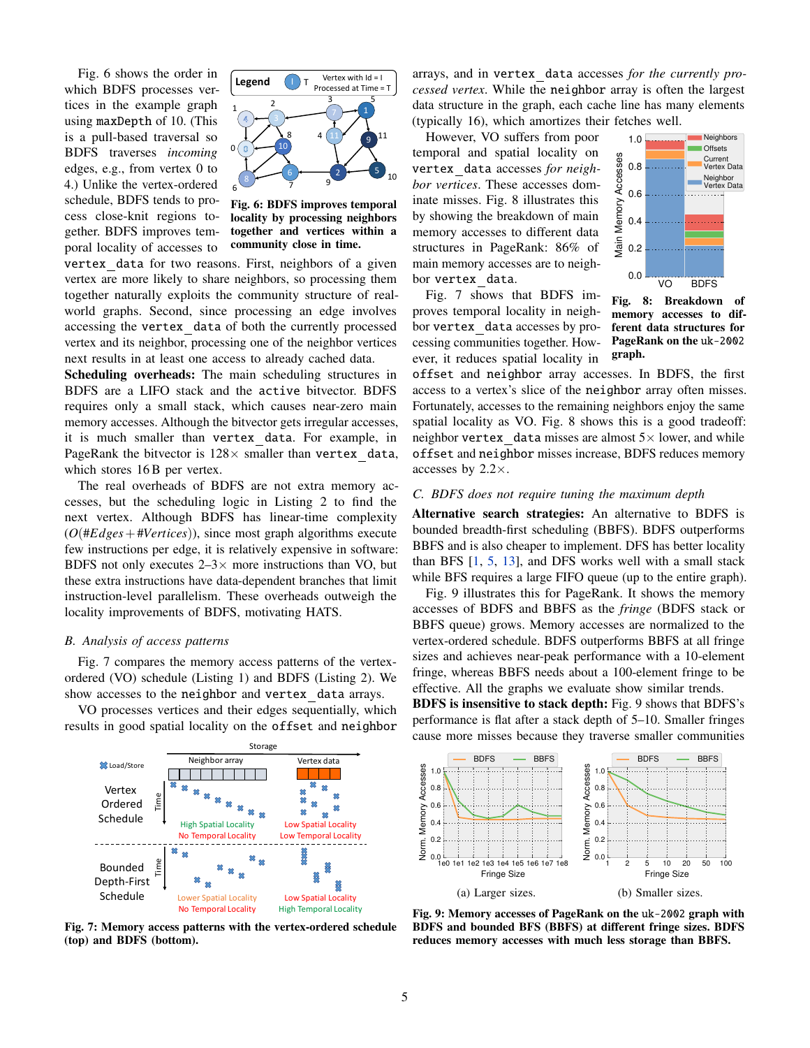Fig. 6 shows the order in which BDFS processes vertices in the example graph using `maxDepth` of 10. (This is a pull-based traversal so BDFS traverses *incoming* edges, e.g., from vertex 0 to 4.) Unlike the vertex-ordered schedule, BDFS tends to process close-knit regions together. BDFS improves temporal locality of accesses to `vertex_data` for two reasons. First, neighbors of a given vertex are more likely to share neighbors, so processing them together naturally exploits the community structure of real-world graphs. Second, since processing an edge involves accessing the `vertex_data` of both the currently processed vertex and its neighbor, processing one of the neighbor vertices next results in at least one access to already cached data.

**Fig. 6: BDFS improves temporal locality by processing neighbors together and vertices within a community close in time.**

**Scheduling overheads:** The main scheduling structures in BDFS are a LIFO stack and the `active` bitvector. BDFS requires only a small stack, which causes near-zero main memory accesses. Although the bitvector gets irregular accesses, it is much smaller than `vertex_data`. For example, in PageRank the bitvector is 128× smaller than `vertex_data`, which stores 16 B per vertex.

The real overheads of BDFS are not extra memory accesses, but the scheduling logic in Listing 2 to find the next vertex. Although BDFS has linear-time complexity ($O(\#Edges + \#Vertices)$), since most graph algorithms execute few instructions per edge, it is relatively expensive in software: BDFS not only executes 2–3× more instructions than VO, but these extra instructions have data-dependent branches that limit instruction-level parallelism. These overheads outweigh the locality improvements of BDFS, motivating HATS.

### B. Analysis of access patterns

Fig. 7 compares the memory access patterns of the vertex-ordered (VO) schedule (Listing 1) and BDFS (Listing 2). We show accesses to the `neighbor` and `vertex_data` arrays.

VO processes vertices and their edges sequentially, which results in good spatial locality on the `offset` and `neighbor` arrays, and in `vertex_data` accesses *for the currently processed vertex*. While the `neighbor` array is often the largest data structure in the graph, each cache line has many elements (typically 16), which amortizes their fetches well.

**Fig. 7: Memory access patterns with the vertex-ordered schedule (top) and BDFS (bottom).**

However, VO suffers from poor temporal and spatial locality on `vertex_data` accesses *for neighbor vertices*. These accesses dominate misses. Fig. 8 illustrates this by showing the breakdown of main memory accesses to different data structures in PageRank: 86% of main memory accesses are to neighbor `vertex_data`.

**Fig. 8: Breakdown of memory accesses to different data structures for PageRank on the `uk-2002` graph.**

Fig. 7 shows that BDFS improves temporal locality in neighbor `vertex_data` accesses by processing communities together. However, it reduces spatial locality in `offset` and `neighbor` array accesses. In BDFS, the first access to a vertex's slice of the `neighbor` array often misses. Fortunately, accesses to the remaining neighbors enjoy the same spatial locality as VO. Fig. 8 shows this is a good tradeoff: neighbor `vertex_data` misses are almost 5× lower, and while `offset` and `neighbor` misses increase, BDFS reduces memory accesses by 2.2×.

### C. BDFS does not require tuning the maximum depth

**Alternative search strategies:** An alternative to BDFS is bounded breadth-first scheduling (BBFS). BDFS outperforms BBFS and is also cheaper to implement. DFS has better locality than BFS [1, 5, 13], and DFS works well with a small stack while BFS requires a large FIFO queue (up to the entire graph).

Fig. 9 illustrates this for PageRank. It shows the memory accesses of BDFS and BBFS as the *fringe* (BDFS stack or BBFS queue) grows. Memory accesses are normalized to the vertex-ordered schedule. BDFS outperforms BBFS at all fringe sizes and achieves near-peak performance with a 10-element fringe, whereas BBFS needs about a 100-element fringe to be effective. All the graphs we evaluate show similar trends.

**BDFS is insensitive to stack depth:** Fig. 9 shows that BDFS's performance is flat after a stack depth of 5–10. Smaller fringes cause more misses because they traverse smaller communities

(a) Larger sizes. (b) Smaller sizes.

**Fig. 9: Memory accesses of PageRank on the `uk-2002` graph with BDFS and bounded BFS (BBFS) at different fringe sizes. BDFS reduces memory accesses with much less storage than BBFS.**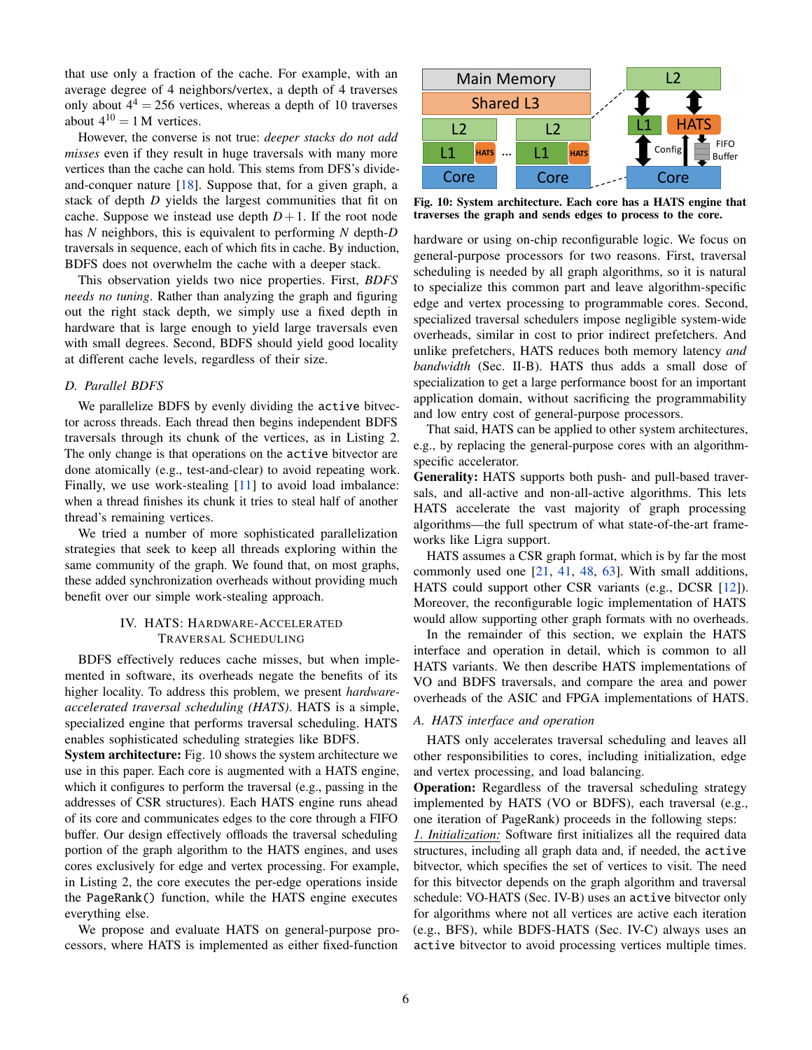that use only a fraction of the cache. For example, with an average degree of 4 neighbors/vertex, a depth of 4 traverses only about $4^4 = 256$ vertices, whereas a depth of 10 traverses about $4^{10} = 1$ M vertices.

However, the converse is not true: *deeper stacks do not add misses* even if they result in huge traversals with many more vertices than the cache can hold. This stems from DFS's divide-and-conquer nature [18]. Suppose that, for a given graph, a stack of depth $D$ yields the largest communities that fit on cache. Suppose we instead use depth $D+1$. If the root node has $N$ neighbors, this is equivalent to performing $N$ depth-$D$ traversals in sequence, each of which fits in cache. By induction, BDFS does not overwhelm the cache with a deeper stack.

This observation yields two nice properties. First, *BDFS needs no tuning*. Rather than analyzing the graph and figuring out the right stack depth, we simply use a fixed depth in hardware that is large enough to yield large traversals even with small degrees. Second, BDFS should yield good locality at different cache levels, regardless of their size.

### D. Parallel BDFS

We parallelize BDFS by evenly dividing the `active` bitvector across threads. Each thread then begins independent BDFS traversals through its chunk of the vertices, as in Listing 2. The only change is that operations on the `active` bitvector are done atomically (e.g., test-and-clear) to avoid repeating work. Finally, we use work-stealing [11] to avoid load imbalance: when a thread finishes its chunk it tries to steal half of another thread's remaining vertices.

We tried a number of more sophisticated parallelization strategies that seek to keep all threads exploring within the same community of the graph. We found that, on most graphs, these added synchronization overheads without providing much benefit over our simple work-stealing approach.

## IV. HATS: Hardware-Accelerated Traversal Scheduling

BDFS effectively reduces cache misses, but when implemented in software, its overheads negate the benefits of its higher locality. To address this problem, we present *hardware-accelerated traversal scheduling (HATS)*. HATS is a simple, specialized engine that performs traversal scheduling. HATS enables sophisticated scheduling strategies like BDFS.

**System architecture:** Fig. 10 shows the system architecture we use in this paper. Each core is augmented with a HATS engine, which it configures to perform the traversal (e.g., passing in the addresses of CSR structures). Each HATS engine runs ahead of its core and communicates edges to the core through a FIFO buffer. Our design effectively offloads the traversal scheduling portion of the graph algorithm to the HATS engines, and uses cores exclusively for edge and vertex processing. For example, in Listing 2, the core executes the per-edge operations inside the `PageRank()` function, while the HATS engine executes everything else.

We propose and evaluate HATS on general-purpose processors, where HATS is implemented as either fixed-function hardware or using on-chip reconfigurable logic. We focus on general-purpose processors for two reasons. First, traversal scheduling is needed by all graph algorithms, so it is natural to specialize this common part and leave algorithm-specific edge and vertex processing to programmable cores. Second, specialized traversal schedulers impose negligible system-wide overheads, similar in cost to prior indirect prefetchers. And unlike prefetchers, HATS reduces both memory latency *and bandwidth* (Sec. II-B). HATS thus adds a small dose of specialization to get a large performance boost for an important application domain, without sacrificing the programmability and low entry cost of general-purpose processors.

Main Memory
Shared L3
L2
L1
HATS
Core
L2
L1
HATS
Core
L2
L1
HATS
Config
FIFO Buffer
Core

**Fig. 10: System architecture. Each core has a HATS engine that traverses the graph and sends edges to process to the core.**

That said, HATS can be applied to other system architectures, e.g., by replacing the general-purpose cores with an algorithm-specific accelerator.

**Generality:** HATS supports both push- and pull-based traversals, and all-active and non-all-active algorithms. This lets HATS accelerate the vast majority of graph processing algorithms—the full spectrum of what state-of-the-art frameworks like Ligra support.

HATS assumes a CSR graph format, which is by far the most commonly used one [21, 41, 48, 63]. With small additions, HATS could support other CSR variants (e.g., DCSR [12]). Moreover, the reconfigurable logic implementation of HATS would allow supporting other graph formats with no overheads.

In the remainder of this section, we explain the HATS interface and operation in detail, which is common to all HATS variants. We then describe HATS implementations of VO and BDFS traversals, and compare the area and power overheads of the ASIC and FPGA implementations of HATS.

### A. HATS interface and operation

HATS only accelerates traversal scheduling and leaves all other responsibilities to cores, including initialization, edge and vertex processing, and load balancing.

**Operation:** Regardless of the traversal scheduling strategy implemented by HATS (VO or BDFS), each traversal (e.g., one iteration of PageRank) proceeds in the following steps:

*1. Initialization:* Software first initializes all the required data structures, including all graph data and, if needed, the `active` bitvector, which specifies the set of vertices to visit. The need for this bitvector depends on the graph algorithm and traversal schedule: VO-HATS (Sec. IV-B) uses an `active` bitvector only for algorithms where not all vertices are active each iteration (e.g., BFS), while BDFS-HATS (Sec. IV-C) always uses an `active` bitvector to avoid processing vertices multiple times.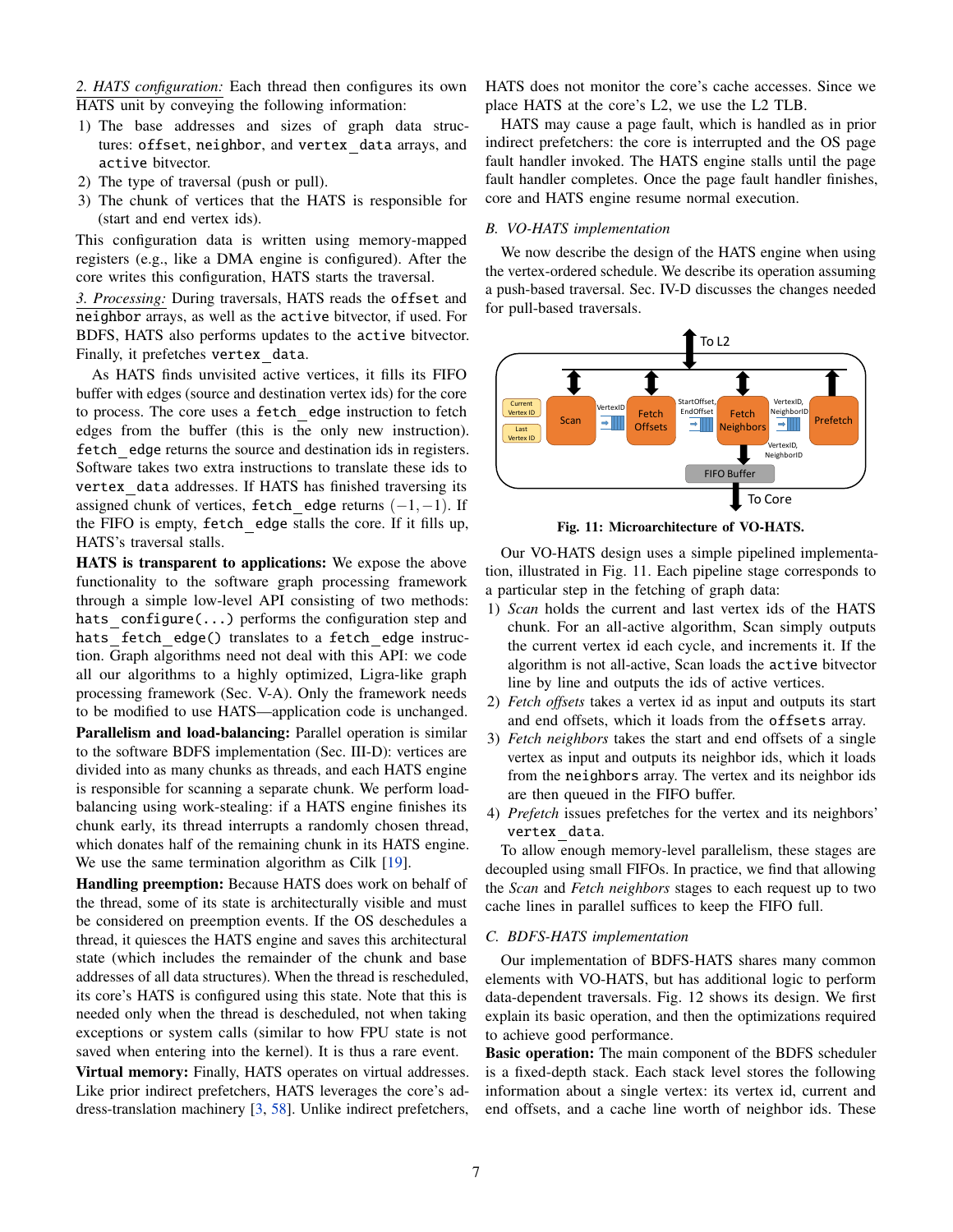*2. HATS configuration:* Each thread then configures its own HATS unit by conveying the following information:

1) The base addresses and sizes of graph data structures: `offset`, `neighbor`, and `vertex_data` arrays, and `active` bitvector.
2) The type of traversal (push or pull).
3) The chunk of vertices that the HATS is responsible for (start and end vertex ids).

This configuration data is written using memory-mapped registers (e.g., like a DMA engine is configured). After the core writes this configuration, HATS starts the traversal.

*3. Processing:* During traversals, HATS reads the `offset` and `neighbor` arrays, as well as the `active` bitvector, if used. For BDFS, HATS also performs updates to the `active` bitvector. Finally, it prefetches `vertex_data`.

As HATS finds unvisited active vertices, it fills its FIFO buffer with edges (source and destination vertex ids) for the core to process. The core uses a `fetch_edge` instruction to fetch edges from the buffer (this is the only new instruction). `fetch_edge` returns the source and destination ids in registers. Software takes two extra instructions to translate these ids to `vertex_data` addresses. If HATS has finished traversing its assigned chunk of vertices, `fetch_edge` returns $(-1, -1)$. If the FIFO is empty, `fetch_edge` stalls the core. If it fills up, HATS's traversal stalls.

**HATS is transparent to applications:** We expose the above functionality to the software graph processing framework through a simple low-level API consisting of two methods: `hats_configure(...)` performs the configuration step and `hats_fetch_edge()` translates to a `fetch_edge` instruction. Graph algorithms need not deal with this API: we code all our algorithms to a highly optimized, Ligra-like graph processing framework (Sec. V-A). Only the framework needs to be modified to use HATS—application code is unchanged.

**Parallelism and load-balancing:** Parallel operation is similar to the software BDFS implementation (Sec. III-D): vertices are divided into as many chunks as threads, and each HATS engine is responsible for scanning a separate chunk. We perform load-balancing using work-stealing: if a HATS engine finishes its chunk early, its thread interrupts a randomly chosen thread, which donates half of the remaining chunk in its HATS engine. We use the same termination algorithm as Cilk [19].

**Handling preemption:** Because HATS does work on behalf of the thread, some of its state is architecturally visible and must be considered on preemption events. If the OS deschedules a thread, it quiesces the HATS engine and saves this architectural state (which includes the remainder of the chunk and base addresses of all data structures). When the thread is rescheduled, its core's HATS is configured using this state. Note that this is needed only when the thread is descheduled, not when taking exceptions or system calls (similar to how FPU state is not saved when entering into the kernel). It is thus a rare event.

**Virtual memory:** Finally, HATS operates on virtual addresses. Like prior indirect prefetchers, HATS leverages the core's address-translation machinery [3, 58]. Unlike indirect prefetchers, HATS does not monitor the core's cache accesses. Since we place HATS at the core's L2, we use the L2 TLB.

HATS may cause a page fault, which is handled as in prior indirect prefetchers: the core is interrupted and the OS page fault handler invoked. The HATS engine stalls until the page fault handler completes. Once the page fault handler finishes, core and HATS engine resume normal execution.

### B. VO-HATS implementation

We now describe the design of the HATS engine when using the vertex-ordered schedule. We describe its operation assuming a push-based traversal. Sec. IV-D discusses the changes needed for pull-based traversals.

**Fig. 11: Microarchitecture of VO-HATS.**

Our VO-HATS design uses a simple pipelined implementation, illustrated in Fig. 11. Each pipeline stage corresponds to a particular step in the fetching of graph data:

1) *Scan* holds the current and last vertex ids of the HATS chunk. For an all-active algorithm, Scan simply outputs the current vertex id each cycle, and increments it. If the algorithm is not all-active, Scan loads the `active` bitvector line by line and outputs the ids of active vertices.
2) *Fetch offsets* takes a vertex id as input and outputs its start and end offsets, which it loads from the `offsets` array.
3) *Fetch neighbors* takes the start and end offsets of a single vertex as input and outputs its neighbor ids, which it loads from the `neighbors` array. The vertex and its neighbor ids are then queued in the FIFO buffer.
4) *Prefetch* issues prefetches for the vertex and its neighbors' `vertex_data`.

To allow enough memory-level parallelism, these stages are decoupled using small FIFOs. In practice, we find that allowing the *Scan* and *Fetch neighbors* stages to each request up to two cache lines in parallel suffices to keep the FIFO full.

### C. BDFS-HATS implementation

Our implementation of BDFS-HATS shares many common elements with VO-HATS, but has additional logic to perform data-dependent traversals. Fig. 12 shows its design. We first explain its basic operation, and then the optimizations required to achieve good performance.

**Basic operation:** The main component of the BDFS scheduler is a fixed-depth stack. Each stack level stores the following information about a single vertex: its vertex id, current and end offsets, and a cache line worth of neighbor ids. These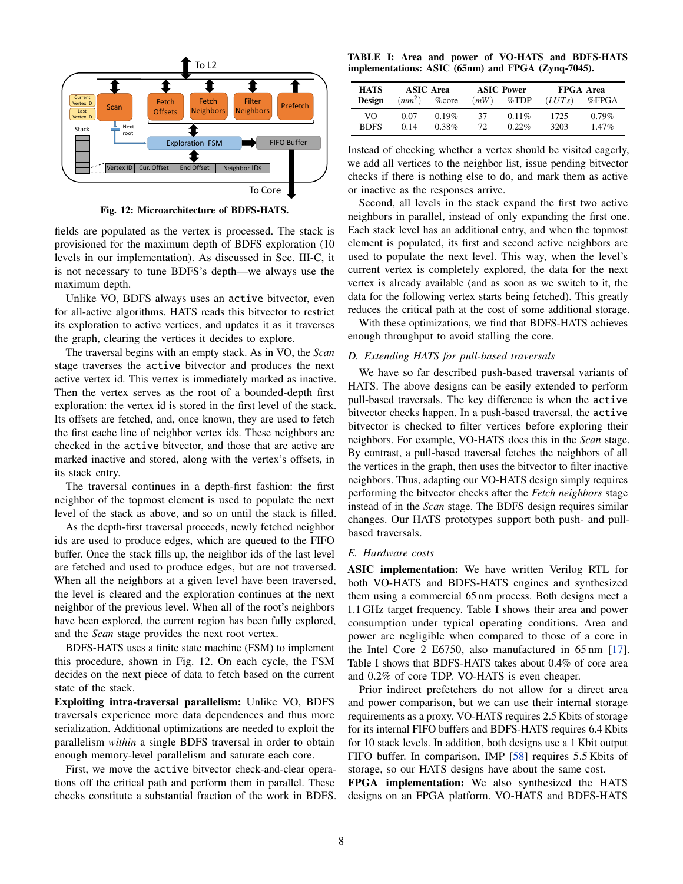Fig. 12: Microarchitecture of BDFS-HATS.

fields are populated as the vertex is processed. The stack is provisioned for the maximum depth of BDFS exploration (10 levels in our implementation). As discussed in Sec. III-C, it is not necessary to tune BDFS's depth—we always use the maximum depth.

Unlike VO, BDFS always uses an `active` bitvector, even for all-active algorithms. HATS reads this bitvector to restrict its exploration to active vertices, and updates it as it traverses the graph, clearing the vertices it decides to explore.

The traversal begins with an empty stack. As in VO, the *Scan* stage traverses the `active` bitvector and produces the next active vertex id. This vertex is immediately marked as inactive. Then the vertex serves as the root of a bounded-depth first exploration: the vertex id is stored in the first level of the stack. Its offsets are fetched, and, once known, they are used to fetch the first cache line of neighbor vertex ids. These neighbors are checked in the `active` bitvector, and those that are active are marked inactive and stored, along with the vertex's offsets, in its stack entry.

The traversal continues in a depth-first fashion: the first neighbor of the topmost element is used to populate the next level of the stack as above, and so on until the stack is filled.

As the depth-first traversal proceeds, newly fetched neighbor ids are used to produce edges, which are queued to the FIFO buffer. Once the stack fills up, the neighbor ids of the last level are fetched and used to produce edges, but are not traversed. When all the neighbors at a given level have been traversed, the level is cleared and the exploration continues at the next neighbor of the previous level. When all of the root's neighbors have been explored, the current region has been fully explored, and the *Scan* stage provides the next root vertex.

BDFS-HATS uses a finite state machine (FSM) to implement this procedure, shown in Fig. 12. On each cycle, the FSM decides on the next piece of data to fetch based on the current state of the stack.

**Exploiting intra-traversal parallelism:** Unlike VO, BDFS traversals experience more data dependences and thus more serialization. Additional optimizations are needed to exploit the parallelism *within* a single BDFS traversal in order to obtain enough memory-level parallelism and saturate each core.

First, we move the `active` bitvector check-and-clear operations off the critical path and perform them in parallel. These checks constitute a substantial fraction of the work in BDFS. Instead of checking whether a vertex should be visited eagerly, we add all vertices to the neighbor list, issue pending bitvector checks if there is nothing else to do, and mark them as active or inactive as the responses arrive.

Second, all levels in the stack expand the first two active neighbors in parallel, instead of only expanding the first one. Each stack level has an additional entry, and when the topmost element is populated, its first and second active neighbors are used to populate the next level. This way, when the level's current vertex is completely explored, the data for the next vertex is already available (and as soon as we switch to it, the data for the following vertex starts being fetched). This greatly reduces the critical path at the cost of some additional storage.

With these optimizations, we find that BDFS-HATS achieves enough throughput to avoid stalling the core.

### D. Extending HATS for pull-based traversals

We have so far described push-based traversal variants of HATS. The above designs can be easily extended to perform pull-based traversals. The key difference is when the `active` bitvector checks happen. In a push-based traversal, the `active` bitvector is checked to filter vertices before exploring their neighbors. For example, VO-HATS does this in the *Scan* stage. By contrast, a pull-based traversal fetches the neighbors of all the vertices in the graph, then uses the bitvector to filter inactive neighbors. Thus, adapting our VO-HATS design simply requires performing the bitvector checks after the *Fetch neighbors* stage instead of in the *Scan* stage. The BDFS design requires similar changes. Our HATS prototypes support both push- and pull-based traversals.

### E. Hardware costs

TABLE I: Area and power of VO-HATS and BDFS-HATS implementations: ASIC (65nm) and FPGA (Zynq-7045).

| HATS Design | ASIC Area ($mm^2$) | ASIC Area %core | ASIC Power ($mW$) | ASIC Power %TDP | FPGA Area ($LUTs$) | FPGA Area %FPGA |
|---|---|---|---|---|---|---|
| VO | 0.07 | 0.19% | 37 | 0.11% | 1725 | 0.79% |
| BDFS | 0.14 | 0.38% | 72 | 0.22% | 3203 | 1.47% |

**ASIC implementation:** We have written Verilog RTL for both VO-HATS and BDFS-HATS engines and synthesized them using a commercial 65 nm process. Both designs meet a 1.1 GHz target frequency. Table I shows their area and power consumption under typical operating conditions. Area and power are negligible when compared to those of a core in the Intel Core 2 E6750, also manufactured in 65 nm [17]. Table I shows that BDFS-HATS takes about 0.4% of core area and 0.2% of core TDP. VO-HATS is even cheaper.

Prior indirect prefetchers do not allow for a direct area and power comparison, but we can use their internal storage requirements as a proxy. VO-HATS requires 2.5 Kbits of storage for its internal FIFO buffers and BDFS-HATS requires 6.4 Kbits for 10 stack levels. In addition, both designs use a 1 Kbit output FIFO buffer. In comparison, IMP [58] requires 5.5 Kbits of storage, so our HATS designs have about the same cost.

**FPGA implementation:** We also synthesized the HATS designs on an FPGA platform. VO-HATS and BDFS-HATS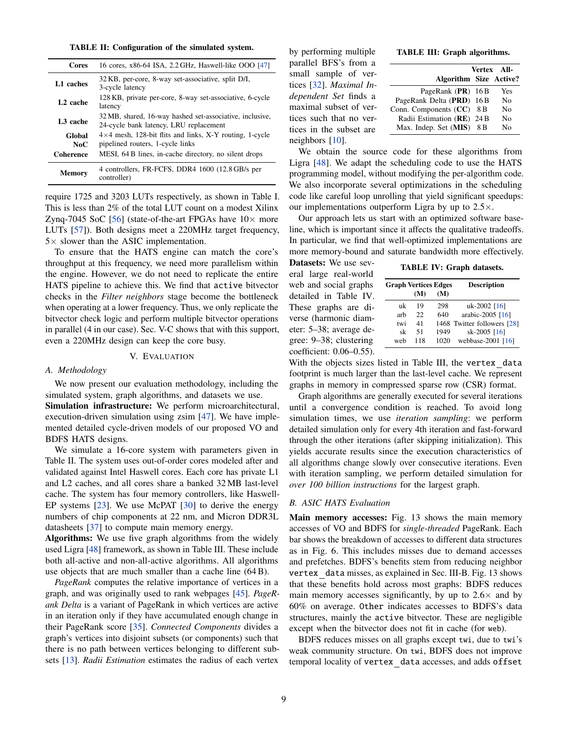**TABLE II: Configuration of the simulated system.**

| | |
|---|---|
| **Cores** | 16 cores, x86-64 ISA, 2.2 GHz, Haswell-like OOO [47] |
| **L1 caches** | 32 KB, per-core, 8-way set-associative, split D/I, 3-cycle latency |
| **L2 cache** | 128 KB, private per-core, 8-way set-associative, 6-cycle latency |
| **L3 cache** | 32 MB, shared, 16-way hashed set-associative, inclusive, 24-cycle bank latency, LRU replacement |
| **Global NoC** | 4×4 mesh, 128-bit flits and links, X-Y routing, 1-cycle pipelined routers, 1-cycle links |
| **Coherence** | MESI, 64 B lines, in-cache directory, no silent drops |
| **Memory** | 4 controllers, FR-FCFS, DDR4 1600 (12.8 GB/s per controller) |

require 1725 and 3203 LUTs respectively, as shown in Table I. This is less than 2% of the total LUT count of a modest Xilinx Zynq-7045 SoC [56] (state-of-the-art FPGAs have 10× more LUTs [57]). Both designs meet a 220MHz target frequency, 5× slower than the ASIC implementation.

To ensure that the HATS engine can match the core's throughput at this frequency, we need more parallelism within the engine. However, we do not need to replicate the entire HATS pipeline to achieve this. We find that `active` bitvector checks in the *Filter neighbors* stage become the bottleneck when operating at a lower frequency. Thus, we only replicate the bitvector check logic and perform multiple bitvector operations in parallel (4 in our case). Sec. V-C shows that with this support, even a 220MHz design can keep the core busy.

## V. Evaluation

### A. Methodology

We now present our evaluation methodology, including the simulated system, graph algorithms, and datasets we use.

**Simulation infrastructure:** We perform microarchitectural, execution-driven simulation using zsim [47]. We have implemented detailed cycle-driven models of our proposed VO and BDFS HATS designs.

We simulate a 16-core system with parameters given in Table II. The system uses out-of-order cores modeled after and validated against Intel Haswell cores. Each core has private L1 and L2 caches, and all cores share a banked 32 MB last-level cache. The system has four memory controllers, like Haswell-EP systems [23]. We use McPAT [30] to derive the energy numbers of chip components at 22 nm, and Micron DDR3L datasheets [37] to compute main memory energy.

**Algorithms:** We use five graph algorithms from the widely used Ligra [48] framework, as shown in Table III. These include both all-active and non-all-active algorithms. All algorithms use objects that are much smaller than a cache line (64 B).

*PageRank* computes the relative importance of vertices in a graph, and was originally used to rank webpages [45]. *PageRank Delta* is a variant of PageRank in which vertices are active in an iteration only if they have accumulated enough change in their PageRank score [35]. *Connected Components* divides a graph's vertices into disjoint subsets (or components) such that there is no path between vertices belonging to different subsets [13]. *Radii Estimation* estimates the radius of each vertex by performing multiple parallel BFS's from a small sample of vertices [32]. *Maximal Independent Set* finds a maximal subset of vertices such that no vertices in the subset are neighbors [10].

**TABLE III: Graph algorithms.**

| Algorithm | Vertex Size | All-Active? |
|---|---|---|
| PageRank (**PR**) | 16 B | Yes |
| PageRank Delta (**PRD**) | 16 B | No |
| Conn. Components (**CC**) | 8 B | No |
| Radii Estimation (**RE**) | 24 B | No |
| Max. Indep. Set (**MIS**) | 8 B | No |

We obtain the source code for these algorithms from Ligra [48]. We adapt the scheduling code to use the HATS programming model, without modifying the per-algorithm code. We also incorporate several optimizations in the scheduling code like careful loop unrolling that yield significant speedups: our implementations outperform Ligra by up to 2.5×.

Our approach lets us start with an optimized software baseline, which is important since it affects the qualitative tradeoffs. In particular, we find that well-optimized implementations are more memory-bound and saturate bandwidth more effectively.

**Datasets:** We use several large real-world web and social graphs detailed in Table IV. These graphs are diverse (harmonic diameter: 5–38; average degree: 9–38; clustering coefficient: 0.06–0.55).

**TABLE IV: Graph datasets.**

| Graph | Vertices (M) | Edges (M) | Description |
|---|---|---|---|
| uk | 19 | 298 | uk-2002 [16] |
| arb | 22 | 640 | arabic-2005 [16] |
| twi | 41 | 1468 | Twitter followers [28] |
| sk | 51 | 1949 | sk-2005 [16] |
| web | 118 | 1020 | webbase-2001 [16] |

With the objects sizes listed in Table III, the `vertex_data` footprint is much larger than the last-level cache. We represent graphs in memory in compressed sparse row (CSR) format.

Graph algorithms are generally executed for several iterations until a convergence condition is reached. To avoid long simulation times, we use *iteration sampling*: we perform detailed simulation only for every 4th iteration and fast-forward through the other iterations (after skipping initialization). This yields accurate results since the execution characteristics of all algorithms change slowly over consecutive iterations. Even with iteration sampling, we perform detailed simulation for *over 100 billion instructions* for the largest graph.

### B. ASIC HATS Evaluation

**Main memory accesses:** Fig. 13 shows the main memory accesses of VO and BDFS for *single-threaded* PageRank. Each bar shows the breakdown of accesses to different data structures as in Fig. 6. This includes misses due to demand accesses and prefetches. BDFS's benefits stem from reducing neighbor `vertex_data` misses, as explained in Sec. III-B. Fig. 13 shows that these benefits hold across most graphs: BDFS reduces main memory accesses significantly, by up to 2.6× and by 60% on average. `Other` indicates accesses to BDFS's data structures, mainly the `active` bitvector. These are negligible except when the bitvector does not fit in cache (for `web`).

BDFS reduces misses on all graphs except `twi`, due to `twi`'s weak community structure. On `twi`, BDFS does not improve temporal locality of `vertex_data` accesses, and adds `offset`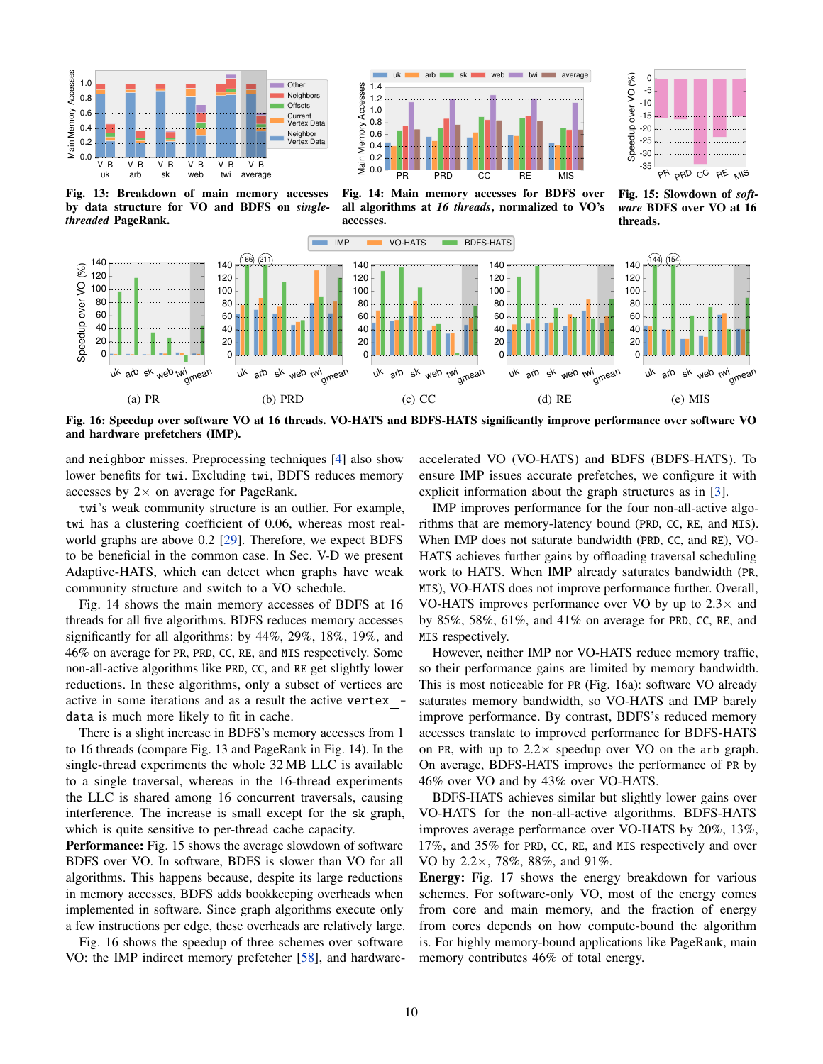Fig. 13: Breakdown of main memory accesses by data structure for VO and BDFS on *single-threaded* PageRank.

Fig. 14: Main memory accesses for BDFS over all algorithms at *16 threads*, normalized to VO's accesses.

Fig. 15: Slowdown of *software* BDFS over VO at 16 threads.

(a) PR (b) PRD (c) CC (d) RE (e) MIS

**Fig. 16: Speedup over software VO at 16 threads. VO-HATS and BDFS-HATS significantly improve performance over software VO and hardware prefetchers (IMP).**

and neighbor misses. Preprocessing techniques [4] also show lower benefits for twi. Excluding twi, BDFS reduces memory accesses by 2× on average for PageRank.

twi's weak community structure is an outlier. For example, twi has a clustering coefficient of 0.06, whereas most real-world graphs are above 0.2 [29]. Therefore, we expect BDFS to be beneficial in the common case. In Sec. V-D we present Adaptive-HATS, which can detect when graphs have weak community structure and switch to a VO schedule.

Fig. 14 shows the main memory accesses of BDFS at 16 threads for all five algorithms. BDFS reduces memory accesses significantly for all algorithms: by 44%, 29%, 18%, 19%, and 46% on average for PR, PRD, CC, RE, and MIS respectively. Some non-all-active algorithms like PRD, CC, and RE get slightly lower reductions. In these algorithms, only a subset of vertices are active in some iterations and as a result the active vertex_data is much more likely to fit in cache.

There is a slight increase in BDFS's memory accesses from 1 to 16 threads (compare Fig. 13 and PageRank in Fig. 14). In the single-thread experiments the whole 32 MB LLC is available to a single traversal, whereas in the 16-thread experiments the LLC is shared among 16 concurrent traversals, causing interference. The increase is small except for the sk graph, which is quite sensitive to per-thread cache capacity.

**Performance:** Fig. 15 shows the average slowdown of software BDFS over VO. In software, BDFS is slower than VO for all algorithms. This happens because, despite its large reductions in memory accesses, BDFS adds bookkeeping overheads when implemented in software. Since graph algorithms execute only a few instructions per edge, these overheads are relatively large.

Fig. 16 shows the speedup of three schemes over software VO: the IMP indirect memory prefetcher [58], and hardware-accelerated VO (VO-HATS) and BDFS (BDFS-HATS). To ensure IMP issues accurate prefetches, we configure it with explicit information about the graph structures as in [3].

IMP improves performance for the four non-all-active algorithms that are memory-latency bound (PRD, CC, RE, and MIS). When IMP does not saturate bandwidth (PRD, CC, and RE), VO-HATS achieves further gains by offloading traversal scheduling work to HATS. When IMP already saturates bandwidth (PR, MIS), VO-HATS does not improve performance further. Overall, VO-HATS improves performance over VO by up to 2.3× and by 85%, 58%, 61%, and 41% on average for PRD, CC, RE, and MIS respectively.

However, neither IMP nor VO-HATS reduce memory traffic, so their performance gains are limited by memory bandwidth. This is most noticeable for PR (Fig. 16a): software VO already saturates memory bandwidth, so VO-HATS and IMP barely improve performance. By contrast, BDFS's reduced memory accesses translate to improved performance for BDFS-HATS on PR, with up to 2.2× speedup over VO on the arb graph. On average, BDFS-HATS improves the performance of PR by 46% over VO and by 43% over VO-HATS.

BDFS-HATS achieves similar but slightly lower gains over VO-HATS for the non-all-active algorithms. BDFS-HATS improves average performance over VO-HATS by 20%, 13%, 17%, and 35% for PRD, CC, RE, and MIS respectively and over VO by 2.2×, 78%, 88%, and 91%.

**Energy:** Fig. 17 shows the energy breakdown for various schemes. For software-only VO, most of the energy comes from core and main memory, and the fraction of energy from cores depends on how compute-bound the algorithm is. For highly memory-bound applications like PageRank, main memory contributes 46% of total energy.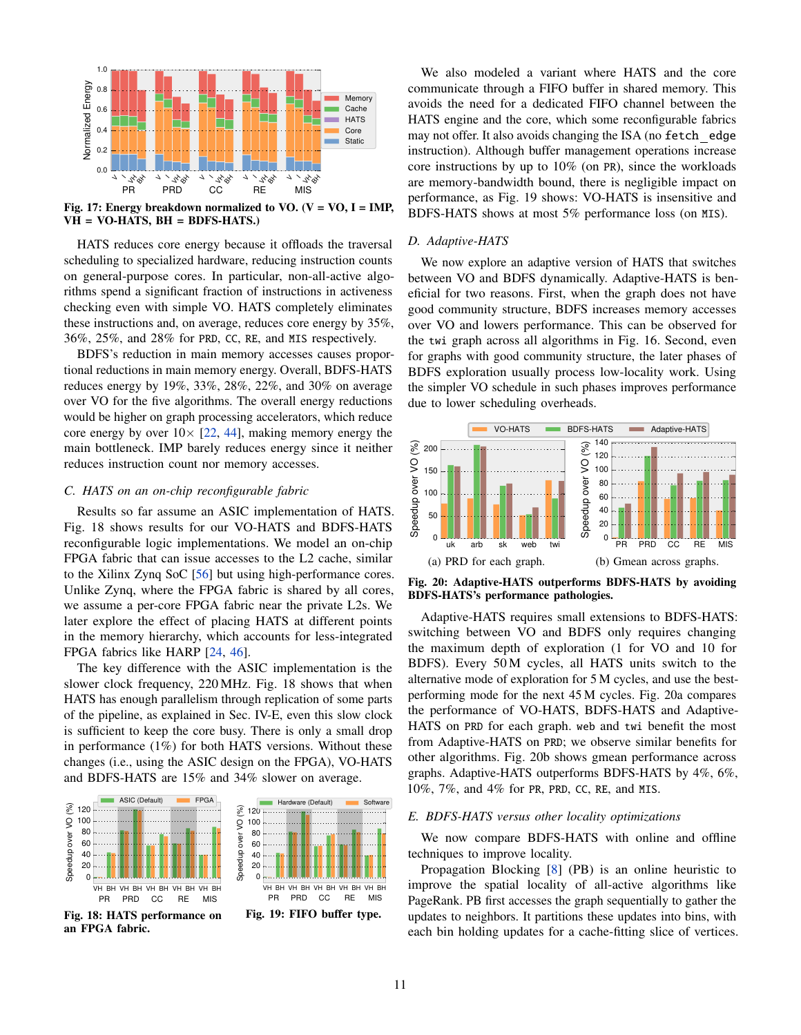Fig. 17: **Energy breakdown normalized to VO. (V = VO, I = IMP, VH = VO-HATS, BH = BDFS-HATS.)**

HATS reduces core energy because it offloads the traversal scheduling to specialized hardware, reducing instruction counts on general-purpose cores. In particular, non-all-active algorithms spend a significant fraction of instructions in activeness checking even with simple VO. HATS completely eliminates these instructions and, on average, reduces core energy by 35%, 36%, 25%, and 28% for PRD, CC, RE, and MIS respectively.

BDFS's reduction in main memory accesses causes proportional reductions in main memory energy. Overall, BDFS-HATS reduces energy by 19%, 33%, 28%, 22%, and 30% on average over VO for the five algorithms. The overall energy reductions would be higher on graph processing accelerators, which reduce core energy by over 10× [22, 44], making memory energy the main bottleneck. IMP barely reduces energy since it neither reduces instruction count nor memory accesses.

### C. HATS on an on-chip reconfigurable fabric

Results so far assume an ASIC implementation of HATS. Fig. 18 shows results for our VO-HATS and BDFS-HATS reconfigurable logic implementations. We model an on-chip FPGA fabric that can issue accesses to the L2 cache, similar to the Xilinx Zynq SoC [56] but using high-performance cores. Unlike Zynq, where the FPGA fabric is shared by all cores, we assume a per-core FPGA fabric near the private L2s. We later explore the effect of placing HATS at different points in the memory hierarchy, which accounts for less-integrated FPGA fabrics like HARP [24, 46].

The key difference with the ASIC implementation is the slower clock frequency, 220 MHz. Fig. 18 shows that when HATS has enough parallelism through replication of some parts of the pipeline, as explained in Sec. IV-E, even this slow clock is sufficient to keep the core busy. There is only a small drop in performance (1%) for both HATS versions. Without these changes (i.e., using the ASIC design on the FPGA), VO-HATS and BDFS-HATS are 15% and 34% slower on average.

**Fig. 18: HATS performance on an FPGA fabric.**

**Fig. 19: FIFO buffer type.**

We also modeled a variant where HATS and the core communicate through a FIFO buffer in shared memory. This avoids the need for a dedicated FIFO channel between the HATS engine and the core, which some reconfigurable fabrics may not offer. It also avoids changing the ISA (no fetch_edge instruction). Although buffer management operations increase core instructions by up to 10% (on PR), since the workloads are memory-bandwidth bound, there is negligible impact on performance, as Fig. 19 shows: VO-HATS is insensitive and BDFS-HATS shows at most 5% performance loss (on MIS).

### D. Adaptive-HATS

We now explore an adaptive version of HATS that switches between VO and BDFS dynamically. Adaptive-HATS is beneficial for two reasons. First, when the graph does not have good community structure, BDFS increases memory accesses over VO and lowers performance. This can be observed for the twi graph across all algorithms in Fig. 16. Second, even for graphs with good community structure, the later phases of BDFS exploration usually process low-locality work. Using the simpler VO schedule in such phases improves performance due to lower scheduling overheads.

(a) PRD for each graph. (b) Gmean across graphs.

**Fig. 20: Adaptive-HATS outperforms BDFS-HATS by avoiding BDFS-HATS's performance pathologies.**

Adaptive-HATS requires small extensions to BDFS-HATS: switching between VO and BDFS only requires changing the maximum depth of exploration (1 for VO and 10 for BDFS). Every 50 M cycles, all HATS units switch to the alternative mode of exploration for 5 M cycles, and use the best-performing mode for the next 45 M cycles. Fig. 20a compares the performance of VO-HATS, BDFS-HATS and Adaptive-HATS on PRD for each graph. web and twi benefit the most from Adaptive-HATS on PRD; we observe similar benefits for other algorithms. Fig. 20b shows gmean performance across graphs. Adaptive-HATS outperforms BDFS-HATS by 4%, 6%, 10%, 7%, and 4% for PR, PRD, CC, RE, and MIS.

### E. BDFS-HATS versus other locality optimizations

We now compare BDFS-HATS with online and offline techniques to improve locality.

Propagation Blocking [8] (PB) is an online heuristic to improve the spatial locality of all-active algorithms like PageRank. PB first accesses the graph sequentially to gather the updates to neighbors. It partitions these updates into bins, with each bin holding updates for a cache-fitting slice of vertices.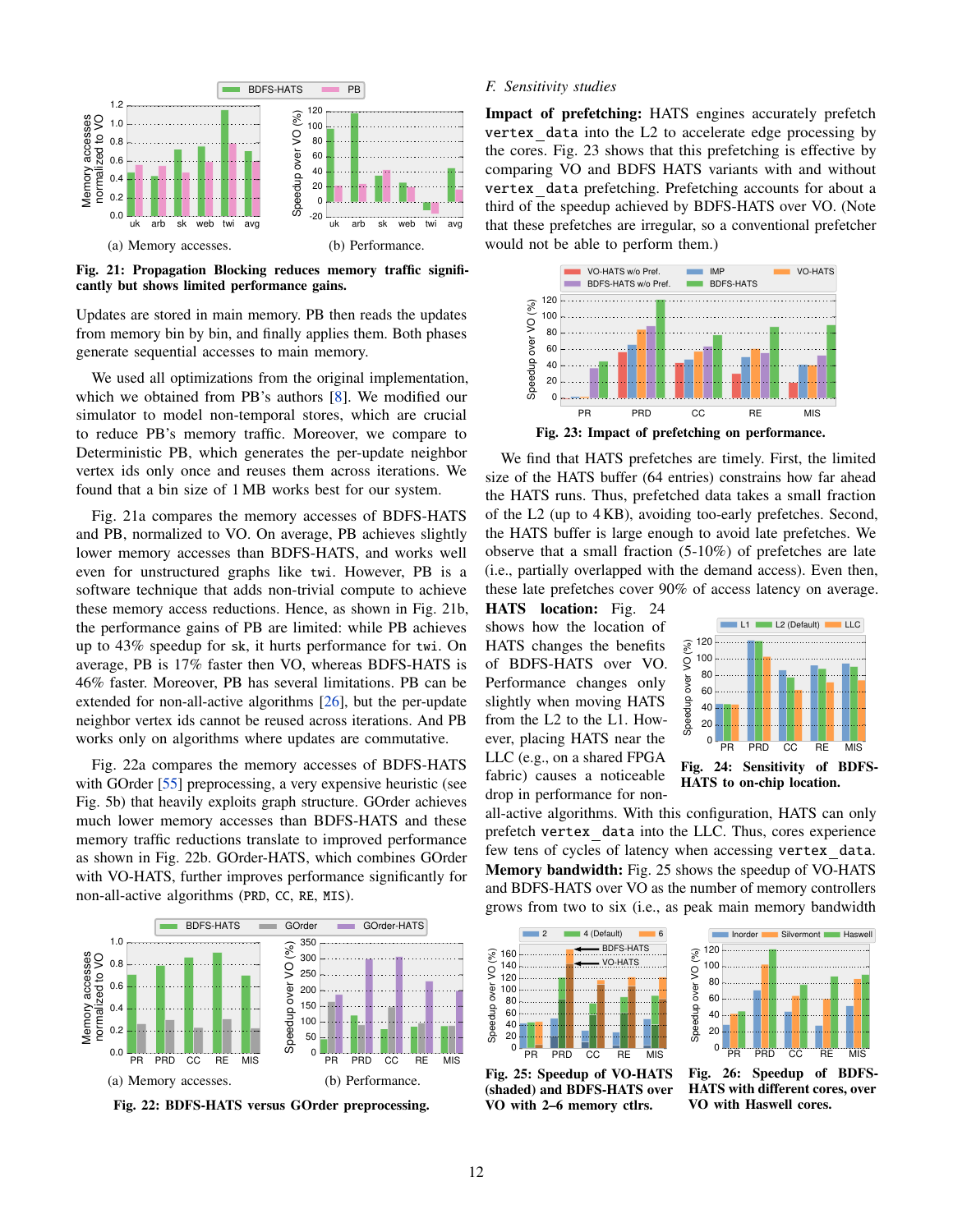Fig. 21: Propagation Blocking reduces memory traffic significantly but shows limited performance gains.

(a) Memory accesses.

(b) Performance.

Updates are stored in main memory. PB then reads the updates from memory bin by bin, and finally applies them. Both phases generate sequential accesses to main memory.

We used all optimizations from the original implementation, which we obtained from PB's authors [8]. We modified our simulator to model non-temporal stores, which are crucial to reduce PB's memory traffic. Moreover, we compare to Deterministic PB, which generates the per-update neighbor vertex ids only once and reuses them across iterations. We found that a bin size of 1 MB works best for our system.

Fig. 21a compares the memory accesses of BDFS-HATS and PB, normalized to VO. On average, PB achieves slightly lower memory accesses than BDFS-HATS, and works well even for unstructured graphs like `twi`. However, PB is a software technique that adds non-trivial compute to achieve these memory access reductions. Hence, as shown in Fig. 21b, the performance gains of PB are limited: while PB achieves up to 43% speedup for `sk`, it hurts performance for `twi`. On average, PB is 17% faster then VO, whereas BDFS-HATS is 46% faster. Moreover, PB has several limitations. PB can be extended for non-all-active algorithms [26], but the per-update neighbor vertex ids cannot be reused across iterations. And PB works only on algorithms where updates are commutative.

Fig. 22a compares the memory accesses of BDFS-HATS with GOrder [55] preprocessing, a very expensive heuristic (see Fig. 5b) that heavily exploits graph structure. GOrder achieves much lower memory accesses than BDFS-HATS and these memory traffic reductions translate to improved performance as shown in Fig. 22b. GOrder-HATS, which combines GOrder with VO-HATS, further improves performance significantly for non-all-active algorithms (`PRD`, `CC`, `RE`, `MIS`).

(a) Memory accesses.

(b) Performance.

Fig. 22: BDFS-HATS versus GOrder preprocessing.

### F. Sensitivity studies

**Impact of prefetching:** HATS engines accurately prefetch `vertex_data` into the L2 to accelerate edge processing by the cores. Fig. 23 shows that this prefetching is effective by comparing VO and BDFS HATS variants with and without `vertex_data` prefetching. Prefetching accounts for about a third of the speedup achieved by BDFS-HATS over VO. (Note that these prefetches are irregular, so a conventional prefetcher would not be able to perform them.)

Fig. 23: Impact of prefetching on performance.

We find that HATS prefetches are timely. First, the limited size of the HATS buffer (64 entries) constrains how far ahead the HATS runs. Thus, prefetched data takes a small fraction of the L2 (up to 4 KB), avoiding too-early prefetches. Second, the HATS buffer is large enough to avoid late prefetches. We observe that a small fraction (5-10%) of prefetches are late (i.e., partially overlapped with the demand access). Even then, these late prefetches cover 90% of access latency on average.

**HATS location:** Fig. 24 shows how the location of HATS changes the benefits of BDFS-HATS over VO. Performance changes only slightly when moving HATS from the L2 to the L1. However, placing HATS near the LLC (e.g., on a shared FPGA fabric) causes a noticeable drop in performance for non-all-active algorithms. With this configuration, HATS can only prefetch `vertex_data` into the LLC. Thus, cores experience few tens of cycles of latency when accessing `vertex_data`.

Fig. 24: Sensitivity of BDFS-HATS to on-chip location.

**Memory bandwidth:** Fig. 25 shows the speedup of VO-HATS and BDFS-HATS over VO as the number of memory controllers grows from two to six (i.e., as peak main memory bandwidth

Fig. 25: Speedup of VO-HATS (shaded) and BDFS-HATS over VO with 2–6 memory ctlrs.

Fig. 26: Speedup of BDFS-HATS with different cores, over VO with Haswell cores.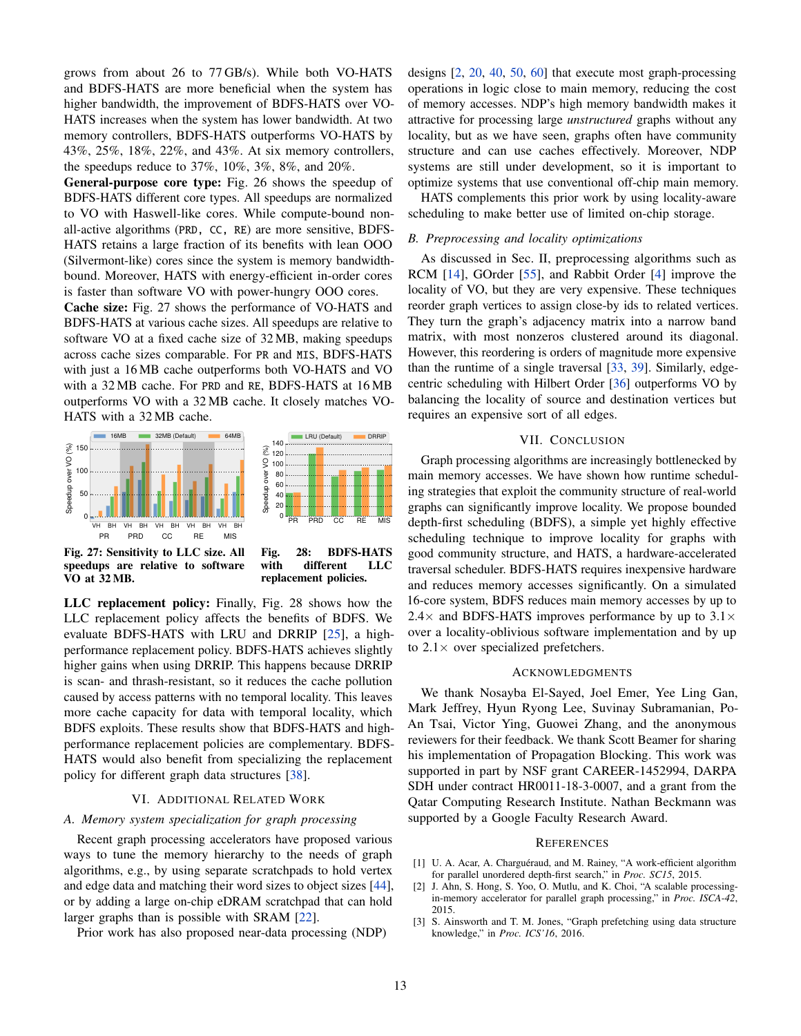grows from about 26 to 77 GB/s). While both VO-HATS and BDFS-HATS are more beneficial when the system has higher bandwidth, the improvement of BDFS-HATS over VO-HATS increases when the system has lower bandwidth. At two memory controllers, BDFS-HATS outperforms VO-HATS by 43%, 25%, 18%, 22%, and 43%. At six memory controllers, the speedups reduce to 37%, 10%, 3%, 8%, and 20%.

**General-purpose core type:** Fig. 26 shows the speedup of BDFS-HATS different core types. All speedups are normalized to VO with Haswell-like cores. While compute-bound non-all-active algorithms (PRD, CC, RE) are more sensitive, BDFS-HATS retains a large fraction of its benefits with lean OOO (Silvermont-like) cores since the system is memory bandwidth-bound. Moreover, HATS with energy-efficient in-order cores is faster than software VO with power-hungry OOO cores.

**Cache size:** Fig. 27 shows the performance of VO-HATS and BDFS-HATS at various cache sizes. All speedups are relative to software VO at a fixed cache size of 32 MB, making speedups across cache sizes comparable. For PR and MIS, BDFS-HATS with just a 16 MB cache outperforms both VO-HATS and VO with a 32 MB cache. For PRD and RE, BDFS-HATS at 16 MB outperforms VO with a 32 MB cache. It closely matches VO-HATS with a 32 MB cache.

**Fig. 27: Sensitivity to LLC size. All speedups are relative to software VO at 32 MB.**

**Fig. 28: BDFS-HATS with different LLC replacement policies.**

**LLC replacement policy:** Finally, Fig. 28 shows how the LLC replacement policy affects the benefits of BDFS. We evaluate BDFS-HATS with LRU and DRRIP [25], a high-performance replacement policy. BDFS-HATS achieves slightly higher gains when using DRRIP. This happens because DRRIP is scan- and thrash-resistant, so it reduces the cache pollution caused by access patterns with no temporal locality. This leaves more cache capacity for data with temporal locality, which BDFS exploits. These results show that BDFS-HATS and high-performance replacement policies are complementary. BDFS-HATS would also benefit from specializing the replacement policy for different graph data structures [38].

## VI. Additional Related Work

### A. Memory system specialization for graph processing

Recent graph processing accelerators have proposed various ways to tune the memory hierarchy to the needs of graph algorithms, e.g., by using separate scratchpads to hold vertex and edge data and matching their word sizes to object sizes [44], or by adding a large on-chip eDRAM scratchpad that can hold larger graphs than is possible with SRAM [22].

Prior work has also proposed near-data processing (NDP) designs [2, 20, 40, 50, 60] that execute most graph-processing operations in logic close to main memory, reducing the cost of memory accesses. NDP's high memory bandwidth makes it attractive for processing large *unstructured* graphs without any locality, but as we have seen, graphs often have community structure and can use caches effectively. Moreover, NDP systems are still under development, so it is important to optimize systems that use conventional off-chip main memory.

HATS complements this prior work by using locality-aware scheduling to make better use of limited on-chip storage.

### B. Preprocessing and locality optimizations

As discussed in Sec. II, preprocessing algorithms such as RCM [14], GOrder [55], and Rabbit Order [4] improve the locality of VO, but they are very expensive. These techniques reorder graph vertices to assign close-by ids to related vertices. They turn the graph's adjacency matrix into a narrow band matrix, with most nonzeros clustered around its diagonal. However, this reordering is orders of magnitude more expensive than the runtime of a single traversal [33, 39]. Similarly, edge-centric scheduling with Hilbert Order [36] outperforms VO by balancing the locality of source and destination vertices but requires an expensive sort of all edges.

## VII. Conclusion

Graph processing algorithms are increasingly bottlenecked by main memory accesses. We have shown how runtime scheduling strategies that exploit the community structure of real-world graphs can significantly improve locality. We propose bounded depth-first scheduling (BDFS), a simple yet highly effective scheduling technique to improve locality for graphs with good community structure, and HATS, a hardware-accelerated traversal scheduler. BDFS-HATS requires inexpensive hardware and reduces memory accesses significantly. On a simulated 16-core system, BDFS reduces main memory accesses by up to 2.4× and BDFS-HATS improves performance by up to 3.1× over a locality-oblivious software implementation and by up to 2.1× over specialized prefetchers.

## Acknowledgments

We thank Nosayba El-Sayed, Joel Emer, Yee Ling Gan, Mark Jeffrey, Hyun Ryong Lee, Suvinay Subramanian, Po-An Tsai, Victor Ying, Guowei Zhang, and the anonymous reviewers for their feedback. We thank Scott Beamer for sharing his implementation of Propagation Blocking. This work was supported in part by NSF grant CAREER-1452994, DARPA SDH under contract HR0011-18-3-0007, and a grant from the Qatar Computing Research Institute. Nathan Beckmann was supported by a Google Faculty Research Award.

## References

[1] U. A. Acar, A. Charguéraud, and M. Rainey, "A work-efficient algorithm for parallel unordered depth-first search," in *Proc. SC15*, 2015.

[2] J. Ahn, S. Hong, S. Yoo, O. Mutlu, and K. Choi, "A scalable processing-in-memory accelerator for parallel graph processing," in *Proc. ISCA-42*, 2015.

[3] S. Ainsworth and T. M. Jones, "Graph prefetching using data structure knowledge," in *Proc. ICS'16*, 2016.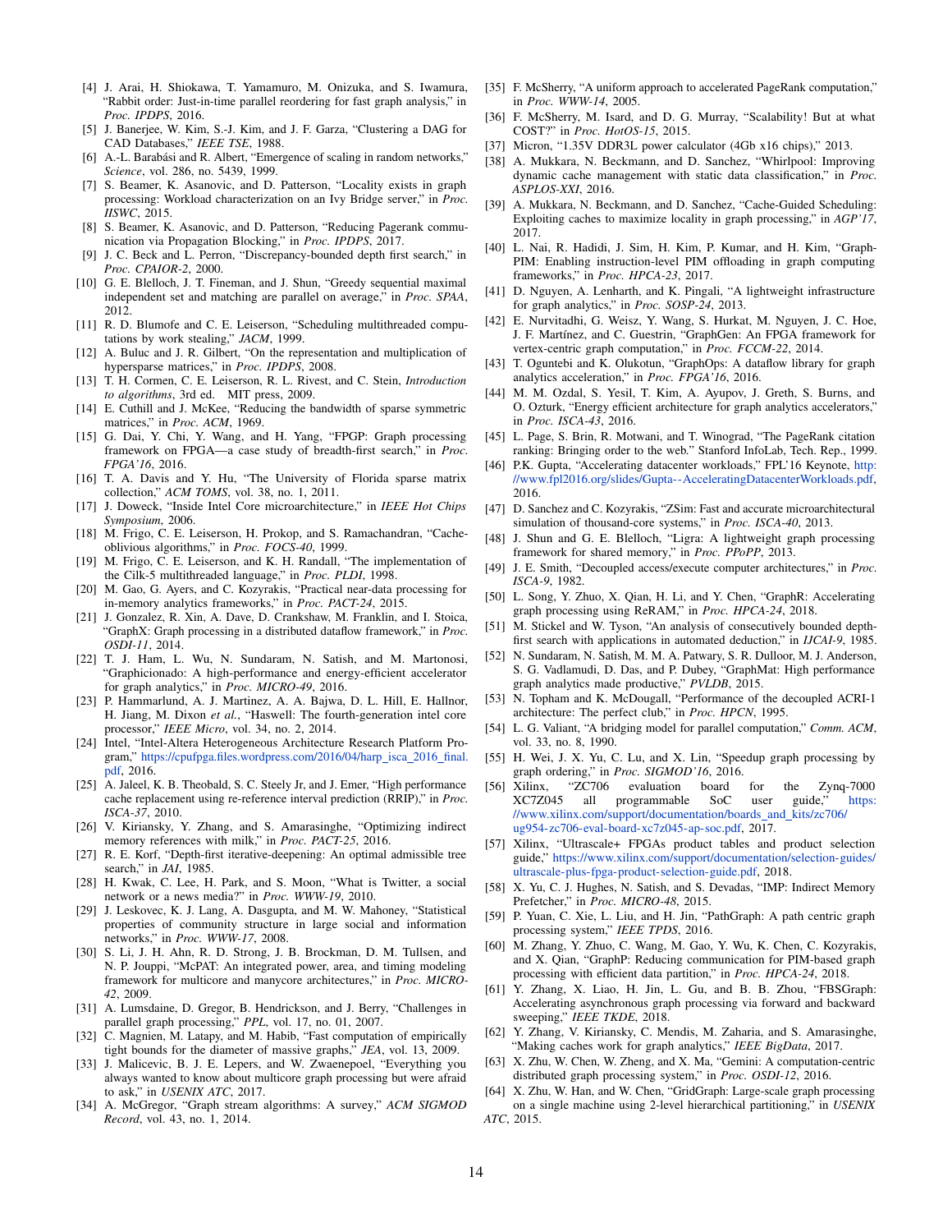[4] J. Arai, H. Shiokawa, T. Yamamuro, M. Onizuka, and S. Iwamura, "Rabbit order: Just-in-time parallel reordering for fast graph analysis," in *Proc. IPDPS*, 2016.

[5] J. Banerjee, W. Kim, S.-J. Kim, and J. F. Garza, "Clustering a DAG for CAD Databases," *IEEE TSE*, 1988.

[6] A.-L. Barabási and R. Albert, "Emergence of scaling in random networks," *Science*, vol. 286, no. 5439, 1999.

[7] S. Beamer, K. Asanovic, and D. Patterson, "Locality exists in graph processing: Workload characterization on an Ivy Bridge server," in *Proc. IISWC*, 2015.

[8] S. Beamer, K. Asanovic, and D. Patterson, "Reducing Pagerank communication via Propagation Blocking," in *Proc. IPDPS*, 2017.

[9] J. C. Beck and L. Perron, "Discrepancy-bounded depth first search," in *Proc. CPAIOR-2*, 2000.

[10] G. E. Blelloch, J. T. Fineman, and J. Shun, "Greedy sequential maximal independent set and matching are parallel on average," in *Proc. SPAA*, 2012.

[11] R. D. Blumofe and C. E. Leiserson, "Scheduling multithreaded computations by work stealing," *JACM*, 1999.

[12] A. Buluc and J. R. Gilbert, "On the representation and multiplication of hypersparse matrices," in *Proc. IPDPS*, 2008.

[13] T. H. Cormen, C. E. Leiserson, R. L. Rivest, and C. Stein, *Introduction to algorithms*, 3rd ed. MIT press, 2009.

[14] E. Cuthill and J. McKee, "Reducing the bandwidth of sparse symmetric matrices," in *Proc. ACM*, 1969.

[15] G. Dai, Y. Chi, Y. Wang, and H. Yang, "FPGP: Graph processing framework on FPGA—a case study of breadth-first search," in *Proc. FPGA'16*, 2016.

[16] T. A. Davis and Y. Hu, "The University of Florida sparse matrix collection," *ACM TOMS*, vol. 38, no. 1, 2011.

[17] J. Doweck, "Inside Intel Core microarchitecture," in *IEEE Hot Chips Symposium*, 2006.

[18] M. Frigo, C. E. Leiserson, H. Prokop, and S. Ramachandran, "Cache-oblivious algorithms," in *Proc. FOCS-40*, 1999.

[19] M. Frigo, C. E. Leiserson, and K. H. Randall, "The implementation of the Cilk-5 multithreaded language," in *Proc. PLDI*, 1998.

[20] M. Gao, G. Ayers, and C. Kozyrakis, "Practical near-data processing for in-memory analytics frameworks," in *Proc. PACT-24*, 2015.

[21] J. Gonzalez, R. Xin, A. Dave, D. Crankshaw, M. Franklin, and I. Stoica, "GraphX: Graph processing in a distributed dataflow framework," in *Proc. OSDI-11*, 2014.

[22] T. J. Ham, L. Wu, N. Sundaram, N. Satish, and M. Martonosi, "Graphicionado: A high-performance and energy-efficient accelerator for graph analytics," in *Proc. MICRO-49*, 2016.

[23] P. Hammarlund, A. J. Martinez, A. A. Bajwa, D. L. Hill, E. Hallnor, H. Jiang, M. Dixon *et al.*, "Haswell: The fourth-generation intel core processor," *IEEE Micro*, vol. 34, no. 2, 2014.

[24] Intel, "Intel-Altera Heterogeneous Architecture Research Platform Program," https://cpufpga.files.wordpress.com/2016/04/harp_isca_2016_final.pdf, 2016.

[25] A. Jaleel, K. B. Theobald, S. C. Steely Jr, and J. Emer, "High performance cache replacement using re-reference interval prediction (RRIP)," in *Proc. ISCA-37*, 2010.

[26] V. Kiriansky, Y. Zhang, and S. Amarasinghe, "Optimizing indirect memory references with milk," in *Proc. PACT-25*, 2016.

[27] R. E. Korf, "Depth-first iterative-deepening: An optimal admissible tree search," in *JAI*, 1985.

[28] H. Kwak, C. Lee, H. Park, and S. Moon, "What is Twitter, a social network or a news media?" in *Proc. WWW-19*, 2010.

[29] J. Leskovec, K. J. Lang, A. Dasgupta, and M. W. Mahoney, "Statistical properties of community structure in large social and information networks," in *Proc. WWW-17*, 2008.

[30] S. Li, J. H. Ahn, R. D. Strong, J. B. Brockman, D. M. Tullsen, and N. P. Jouppi, "McPAT: An integrated power, area, and timing modeling framework for multicore and manycore architectures," in *Proc. MICRO-42*, 2009.

[31] A. Lumsdaine, D. Gregor, B. Hendrickson, and J. Berry, "Challenges in parallel graph processing," *PPL*, vol. 17, no. 01, 2007.

[32] C. Magnien, M. Latapy, and M. Habib, "Fast computation of empirically tight bounds for the diameter of massive graphs," *JEA*, vol. 13, 2009.

[33] J. Malicevic, B. J. E. Lepers, and W. Zwaenepoel, "Everything you always wanted to know about multicore graph processing but were afraid to ask," in *USENIX ATC*, 2017.

[34] A. McGregor, "Graph stream algorithms: A survey," *ACM SIGMOD Record*, vol. 43, no. 1, 2014.

[35] F. McSherry, "A uniform approach to accelerated PageRank computation," in *Proc. WWW-14*, 2005.

[36] F. McSherry, M. Isard, and D. G. Murray, "Scalability! But at what COST?" in *Proc. HotOS-15*, 2015.

[37] Micron, "1.35V DDR3L power calculator (4Gb x16 chips)," 2013.

[38] A. Mukkara, N. Beckmann, and D. Sanchez, "Whirlpool: Improving dynamic cache management with static data classification," in *Proc. ASPLOS-XXI*, 2016.

[39] A. Mukkara, N. Beckmann, and D. Sanchez, "Cache-Guided Scheduling: Exploiting caches to maximize locality in graph processing," in *AGP'17*, 2017.

[40] L. Nai, R. Hadidi, J. Sim, H. Kim, P. Kumar, and H. Kim, "Graph-PIM: Enabling instruction-level PIM offloading in graph computing frameworks," in *Proc. HPCA-23*, 2017.

[41] D. Nguyen, A. Lenharth, and K. Pingali, "A lightweight infrastructure for graph analytics," in *Proc. SOSP-24*, 2013.

[42] E. Nurvitadhi, G. Weisz, Y. Wang, S. Hurkat, M. Nguyen, J. C. Hoe, J. F. Martínez, and C. Guestrin, "GraphGen: An FPGA framework for vertex-centric graph computation," in *Proc. FCCM-22*, 2014.

[43] T. Oguntebi and K. Olukotun, "GraphOps: A dataflow library for graph analytics acceleration," in *Proc. FPGA'16*, 2016.

[44] M. M. Ozdal, S. Yesil, T. Kim, A. Ayupov, J. Greth, S. Burns, and O. Ozturk, "Energy efficient architecture for graph analytics accelerators," in *Proc. ISCA-43*, 2016.

[45] L. Page, S. Brin, R. Motwani, and T. Winograd, "The PageRank citation ranking: Bringing order to the web." Stanford InfoLab, Tech. Rep., 1999.

[46] P.K. Gupta, "Accelerating datacenter workloads," FPL'16 Keynote, http://www.fpl2016.org/slides/Gupta--AcceleratingDatacenterWorkloads.pdf, 2016.

[47] D. Sanchez and C. Kozyrakis, "ZSim: Fast and accurate microarchitectural simulation of thousand-core systems," in *Proc. ISCA-40*, 2013.

[48] J. Shun and G. E. Blelloch, "Ligra: A lightweight graph processing framework for shared memory," in *Proc. PPoPP*, 2013.

[49] J. E. Smith, "Decoupled access/execute computer architectures," in *Proc. ISCA-9*, 1982.

[50] L. Song, Y. Zhuo, X. Qian, H. Li, and Y. Chen, "GraphR: Accelerating graph processing using ReRAM," in *Proc. HPCA-24*, 2018.

[51] M. Stickel and W. Tyson, "An analysis of consecutively bounded depth-first search with applications in automated deduction," in *IJCAI-9*, 1985.

[52] N. Sundaram, N. Satish, M. M. A. Patwary, S. R. Dulloor, M. J. Anderson, S. G. Vadlamudi, D. Das, and P. Dubey, "GraphMat: High performance graph analytics made productive," *PVLDB*, 2015.

[53] N. Topham and K. McDougall, "Performance of the decoupled ACRI-1 architecture: The perfect club," in *Proc. HPCN*, 1995.

[54] L. G. Valiant, "A bridging model for parallel computation," *Comm. ACM*, vol. 33, no. 8, 1990.

[55] H. Wei, J. X. Yu, C. Lu, and X. Lin, "Speedup graph processing by graph ordering," in *Proc. SIGMOD'16*, 2016.

[56] Xilinx, "ZC706 evaluation board for the Zynq-7000 XC7Z045 all programmable SoC user guide," https://www.xilinx.com/support/documentation/boards_and_kits/zc706/ug954-zc706-eval-board-xc7z045-ap-soc.pdf, 2017.

[57] Xilinx, "Ultrascale+ FPGAs product tables and product selection guide," https://www.xilinx.com/support/documentation/selection-guides/ultrascale-plus-fpga-product-selection-guide.pdf, 2018.

[58] X. Yu, C. J. Hughes, N. Satish, and S. Devadas, "IMP: Indirect Memory Prefetcher," in *Proc. MICRO-48*, 2015.

[59] P. Yuan, C. Xie, L. Liu, and H. Jin, "PathGraph: A path centric graph processing system," *IEEE TPDS*, 2016.

[60] M. Zhang, Y. Zhuo, C. Wang, M. Gao, Y. Wu, K. Chen, C. Kozyrakis, and X. Qian, "GraphP: Reducing communication for PIM-based graph processing with efficient data partition," in *Proc. HPCA-24*, 2018.

[61] Y. Zhang, X. Liao, H. Jin, L. Gu, and B. B. Zhou, "FBSGraph: Accelerating asynchronous graph processing via forward and backward sweeping," *IEEE TKDE*, 2018.

[62] Y. Zhang, V. Kiriansky, C. Mendis, M. Zaharia, and S. Amarasinghe, "Making caches work for graph analytics," *IEEE BigData*, 2017.

[63] X. Zhu, W. Chen, W. Zheng, and X. Ma, "Gemini: A computation-centric distributed graph processing system," in *Proc. OSDI-12*, 2016.

[64] X. Zhu, W. Han, and W. Chen, "GridGraph: Large-scale graph processing on a single machine using 2-level hierarchical partitioning," in *USENIX ATC*, 2015.